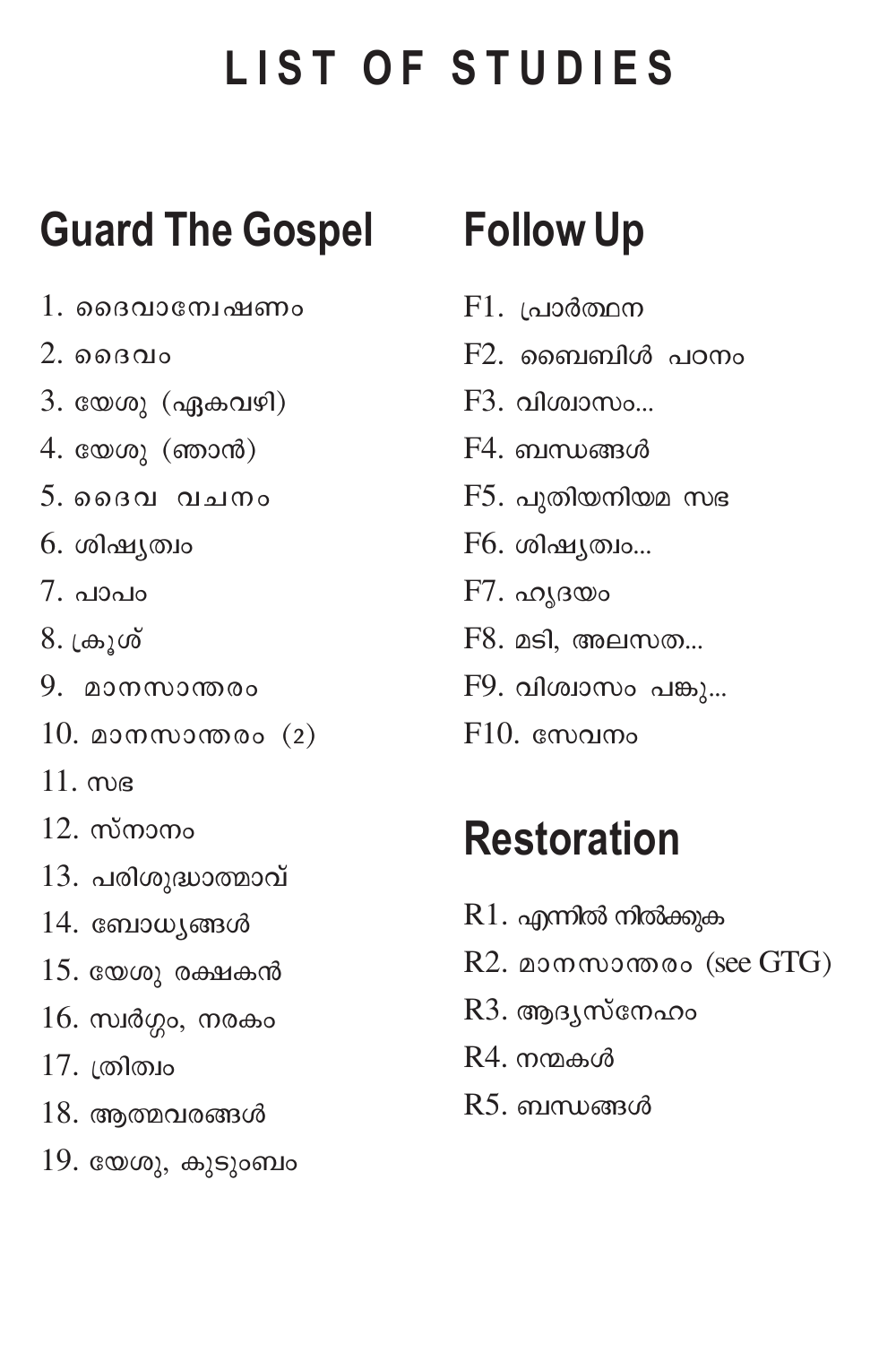# LIST OF STUDIES

## Guard The Gospel

1. ദൈവാന്വേഷണം
2. ദൈവം
3. യേശു (ഏകവഴി)
4. യേശു (ഞാൻ)
5. ദൈവ വചനം
6. ശിഷ്യത്വം
7. പാപം
8. ക്രൂശ്
9. മാനസാന്തരം
10. മാനസാന്തരം (2)
11. സഭ
12. സ്നാനം
13. പരിശുദ്ധാത്മാവ്
14. ബോധ്യങ്ങൾ
15. യേശു രക്ഷകൻ
16. സ്വർഗ്ഗം, നരകം
17. ത്രിത്വം
18. ആത്മവരങ്ങൾ
19. യേശു, കുടുംബം

## Follow Up

F1. പ്രാർത്ഥന

F2. ബൈബിൾ പഠനം

F3. വിശ്വാസം...

F4. ബന്ധങ്ങൾ

F5. പുതിയനിയമ സഭ

F6. ശിഷ്യത്വം...

F7. ഹൃദയം

F8. മടി, അലസത...

F9. വിശ്വാസം പങ്കു...

F10. സേവനം

## Restoration

R1. എന്നിൽ നിൽക്കുക

R2. മാനസാന്തരം (see GTG)

R3. ആദ്യസ്നേഹം

R4. നന്മകൾ

R5. ബന്ധങ്ങൾ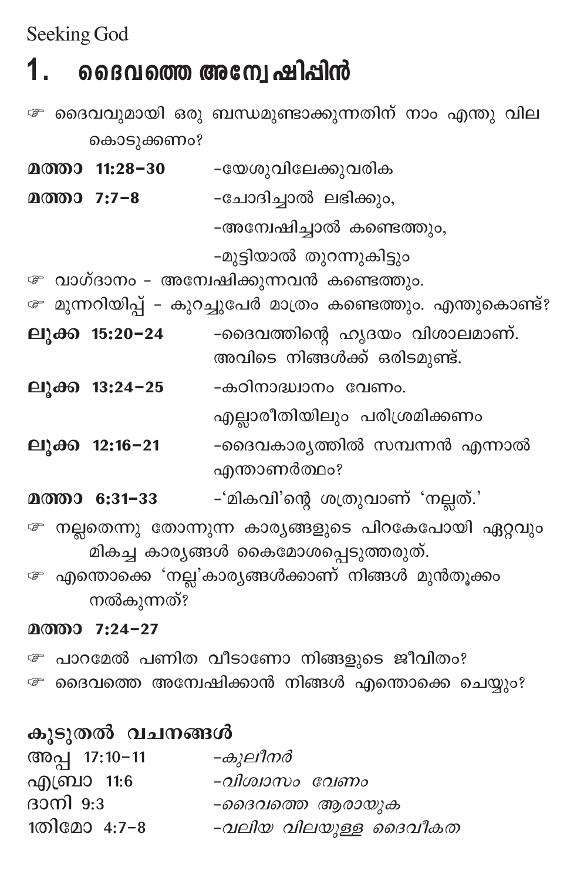Seeking God

# 1. ദൈവത്തെ അന്വേഷിപ്പിൻ

☞ ദൈവവുമായി ഒരു ബന്ധമുണ്ടാക്കുന്നതിന് നാം എന്തു വില കൊടുക്കണം?

**മത്താ 11:28–30** –യേശുവിലേക്കുവരിക

**മത്താ 7:7–8** –ചോദിച്ചാൽ ലഭിക്കും,
–അന്വേഷിച്ചാൽ കണ്ടെത്തും,
–മുട്ടിയാൽ തുറന്നുകിട്ടും

☞ വാഗ്ദാനം - അന്വേഷിക്കുന്നവൻ കണ്ടെത്തും.

☞ മുന്നറിയിപ്പ് - കുറച്ചുപേർ മാത്രം കണ്ടെത്തും. എന്തുകൊണ്ട്?

**ലൂക്ക 15:20–24** –ദൈവത്തിന്റെ ഹൃദയം വിശാലമാണ്. അവിടെ നിങ്ങൾക്ക് ഒരിടമുണ്ട്.

**ലൂക്ക 13:24–25** –കഠിനാദ്ധ്വാനം വേണം.
എല്ലാരീതിയിലും പരിശ്രമിക്കണം

**ലൂക്ക 12:16–21** –ദൈവകാര്യത്തിൽ സമ്പന്നൻ എന്നാൽ എന്താണർത്ഥം?

**മത്താ 6:31–33** –'മികവി'ന്റെ ശത്രുവാണ് 'നല്ലത്.'

☞ നല്ലതെന്നു തോന്നുന്ന കാര്യങ്ങളുടെ പിറകേപോയി ഏറ്റവും മികച്ച കാര്യങ്ങൾ കൈമോശപ്പെടുത്തരുത്.

☞ എന്തൊക്കെ 'നല്ല'കാര്യങ്ങൾക്കാണ് നിങ്ങൾ മുൻതൂക്കം നൽകുന്നത്?

**മത്താ 7:24–27**

☞ പാറമേൽ പണിത വീടാണോ നിങ്ങളുടെ ജീവിതം?

☞ ദൈവത്തെ അന്വേഷിക്കാൻ നിങ്ങൾ എന്തൊക്കെ ചെയ്യും?

## കൂടുതൽ വചനങ്ങൾ

അപ്പ 17:10–11 –*കുലീനർ*
എബ്രാ 11:6 –*വിശ്വാസം വേണം*
ദാനി 9:3 –*ദൈവത്തെ ആരായുക*
1തിമോ 4:7–8 –*വലിയ വിലയുള്ള ദൈവീകത*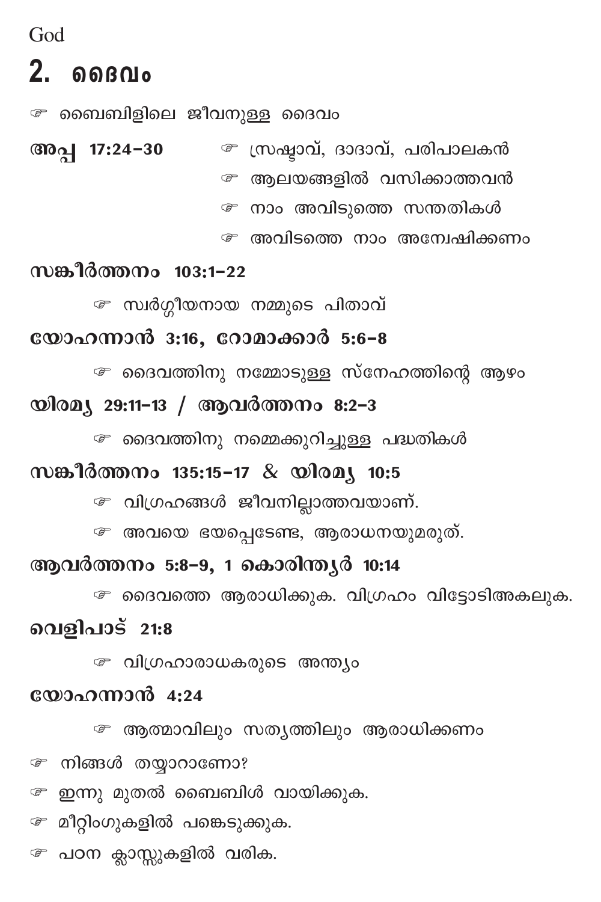God

## 2. ദൈവം

☞ ബൈബിളിലെ ജീവനുള്ള ദൈവം

**അപ്പ 17:24–30**

☞ സ്രഷ്ടാവ്, ദാദാവ്, പരിപാലകൻ

☞ ആലയങ്ങളിൽ വസിക്കാത്തവൻ

☞ നാം അവിടുത്തെ സന്തതികൾ

☞ അവിടത്തെ നാം അന്വേഷിക്കണം

**സങ്കീർത്തനം 103:1–22**

☞ സ്വർഗ്ഗീയനായ നമ്മുടെ പിതാവ്

**യോഹന്നാൻ 3:16, റോമാക്കാർ 5:6–8**

☞ ദൈവത്തിനു നമ്മോടുള്ള സ്നേഹത്തിന്റെ ആഴം

**യിരമ്യ 29:11–13 / ആവർത്തനം 8:2–3**

☞ ദൈവത്തിനു നമ്മെക്കുറിച്ചുള്ള പദ്ധതികൾ

**സങ്കീർത്തനം 135:15–17 & യിരമ്യ 10:5**

☞ വിഗ്രഹങ്ങൾ ജീവനില്ലാത്തവയാണ്.

☞ അവയെ ഭയപ്പെടേണ്ട, ആരാധനയുമരുത്.

**ആവർത്തനം 5:8–9, 1 കൊരിന്ത്യർ 10:14**

☞ ദൈവത്തെ ആരാധിക്കുക. വിഗ്രഹം വിട്ടോടിഅകലുക.

**വെളിപാട് 21:8**

☞ വിഗ്രഹാരാധകരുടെ അന്ത്യം

**യോഹന്നാൻ 4:24**

☞ ആത്മാവിലും സത്യത്തിലും ആരാധിക്കണം

☞ നിങ്ങൾ തയ്യാറാണോ?

☞ ഇന്നു മുതൽ ബൈബിൾ വായിക്കുക.

☞ മീറ്റിംഗുകളിൽ പങ്കെടുക്കുക.

☞ പഠന ക്ലാസ്സുകളിൽ വരിക.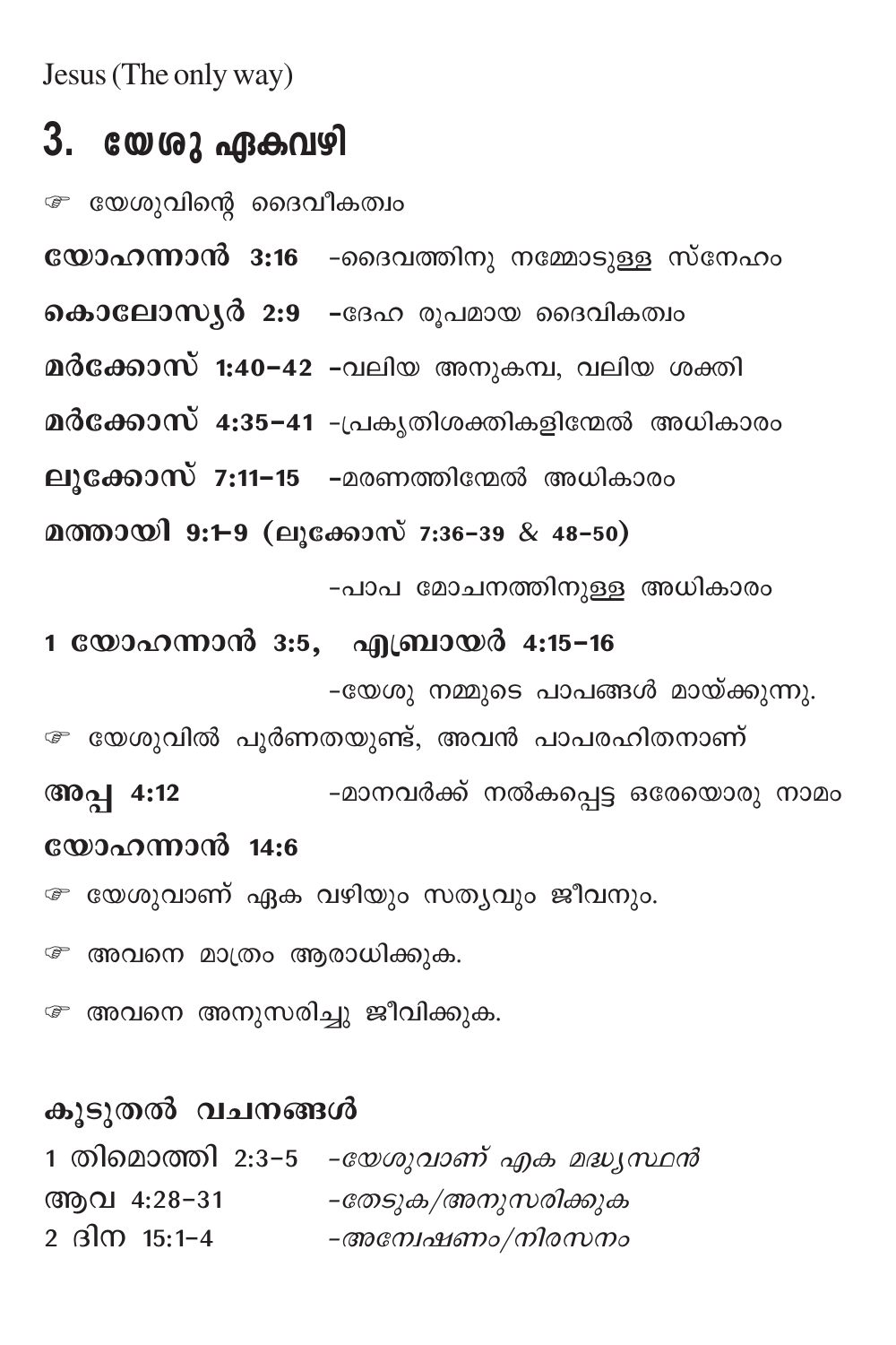Jesus (The only way)

# 3. യേശു ഏകവഴി

☞ യേശുവിന്റെ ദൈവീകത്വം

**യോഹന്നാൻ 3:16** -ദൈവത്തിനു നമ്മോടുള്ള സ്നേഹം

**കൊലോസ്യർ 2:9** -ദേഹ രൂപമായ ദൈവികത്വം

**മർക്കോസ് 1:40-42** -വലിയ അനുകമ്പ, വലിയ ശക്തി

**മർക്കോസ് 4:35-41** -പ്രകൃതിശക്തികളിന്മേൽ അധികാരം

**ലൂക്കോസ് 7:11-15** -മരണത്തിന്മേൽ അധികാരം

**മത്തായി 9:1-9 (ലൂക്കോസ് 7:36-39 & 48-50)**

-പാപ മോചനത്തിനുള്ള അധികാരം

**1 യോഹന്നാൻ 3:5, എബ്രായർ 4:15-16**

-യേശു നമ്മുടെ പാപങ്ങൾ മായ്ക്കുന്നു.

☞ യേശുവിൽ പൂർണതയുണ്ട്, അവൻ പാപരഹിതനാണ്

**അപ്പ 4:12** -മാനവർക്ക് നൽകപ്പെട്ട ഒരേയൊരു നാമം

**യോഹന്നാൻ 14:6**

☞ യേശുവാണ് ഏക വഴിയും സത്യവും ജീവനും.

☞ അവനെ മാത്രം ആരാധിക്കുക.

☞ അവനെ അനുസരിച്ചു ജീവിക്കുക.

## കൂടുതൽ വചനങ്ങൾ

1 തിമൊത്തി 2:3-5 -*യേശുവാണ് ഏക മദ്ധ്യസ്ഥൻ*

ആവ 4:28-31 -*തേടുക/അനുസരിക്കുക*

2 ദിന 15:1-4 -*അന്വേഷണം/നിരസനം*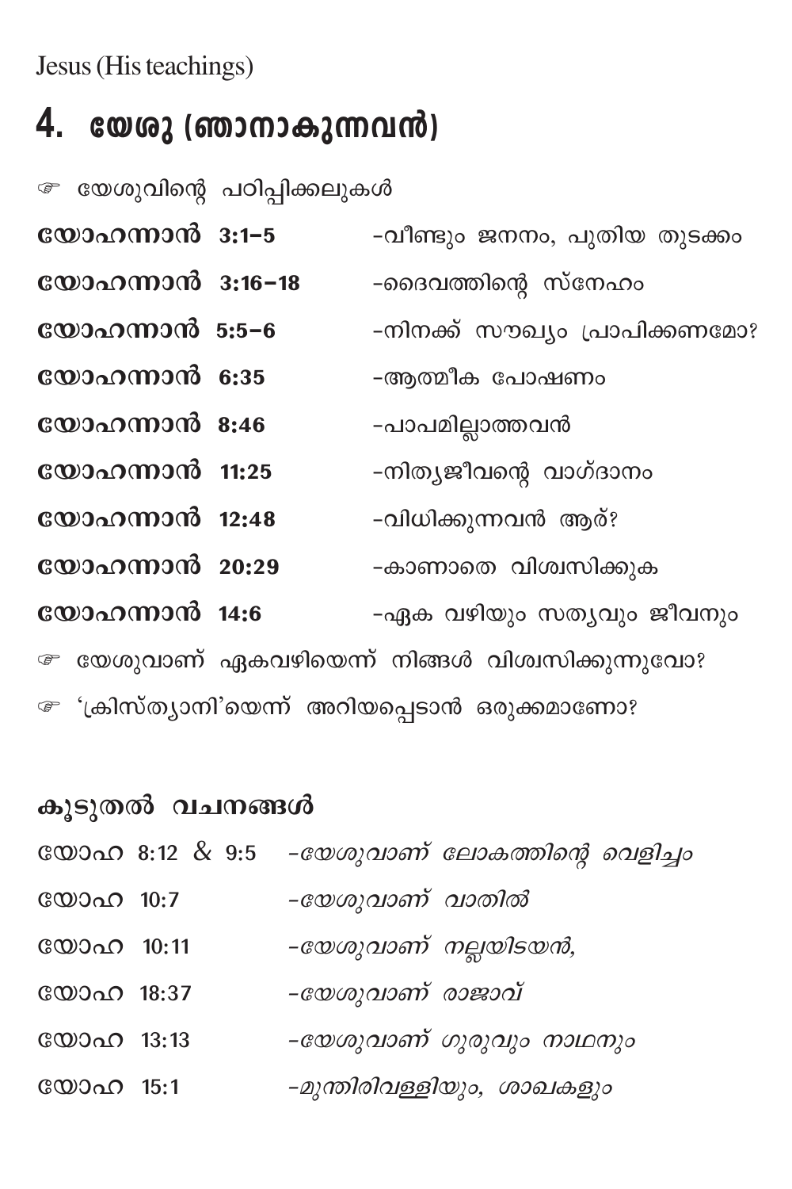Jesus (His teachings)

# 4. യേശു (ഞാനാകുന്നവൻ)

☞ യേശുവിന്റെ പഠിപ്പിക്കലുകൾ

| | |
|---|---|
| **യോഹന്നാൻ 3:1–5** | -വീണ്ടും ജനനം, പുതിയ തുടക്കം |
| **യോഹന്നാൻ 3:16–18** | -ദൈവത്തിന്റെ സ്നേഹം |
| **യോഹന്നാൻ 5:5–6** | -നിനക്ക് സൗഖ്യം പ്രാപിക്കണമോ? |
| **യോഹന്നാൻ 6:35** | -ആത്മീക പോഷണം |
| **യോഹന്നാൻ 8:46** | -പാപമില്ലാത്തവൻ |
| **യോഹന്നാൻ 11:25** | -നിത്യജീവന്റെ വാഗ്ദാനം |
| **യോഹന്നാൻ 12:48** | -വിധിക്കുന്നവൻ ആര്? |
| **യോഹന്നാൻ 20:29** | -കാണാതെ വിശ്വസിക്കുക |
| **യോഹന്നാൻ 14:6** | -ഏക വഴിയും സത്യവും ജീവനും |

☞ യേശുവാണ് ഏകവഴിയെന്ന് നിങ്ങൾ വിശ്വസിക്കുന്നുവോ?

☞ 'ക്രിസ്ത്യാനി'യെന്ന് അറിയപ്പെടാൻ ഒരുക്കമാണോ?

## കൂടുതൽ വചനങ്ങൾ

| | |
|---|---|
| യോഹ 8:12 & 9:5 | -*യേശുവാണ് ലോകത്തിന്റെ വെളിച്ചം* |
| യോഹ 10:7 | -*യേശുവാണ് വാതിൽ* |
| യോഹ 10:11 | -*യേശുവാണ് നല്ലയിടയൻ,* |
| യോഹ 18:37 | -*യേശുവാണ് രാജാവ്* |
| യോഹ 13:13 | -*യേശുവാണ് ഗുരുവും നാഥനും* |
| യോഹ 15:1 | -*മുന്തിരിവള്ളിയും, ശാഖകളും* |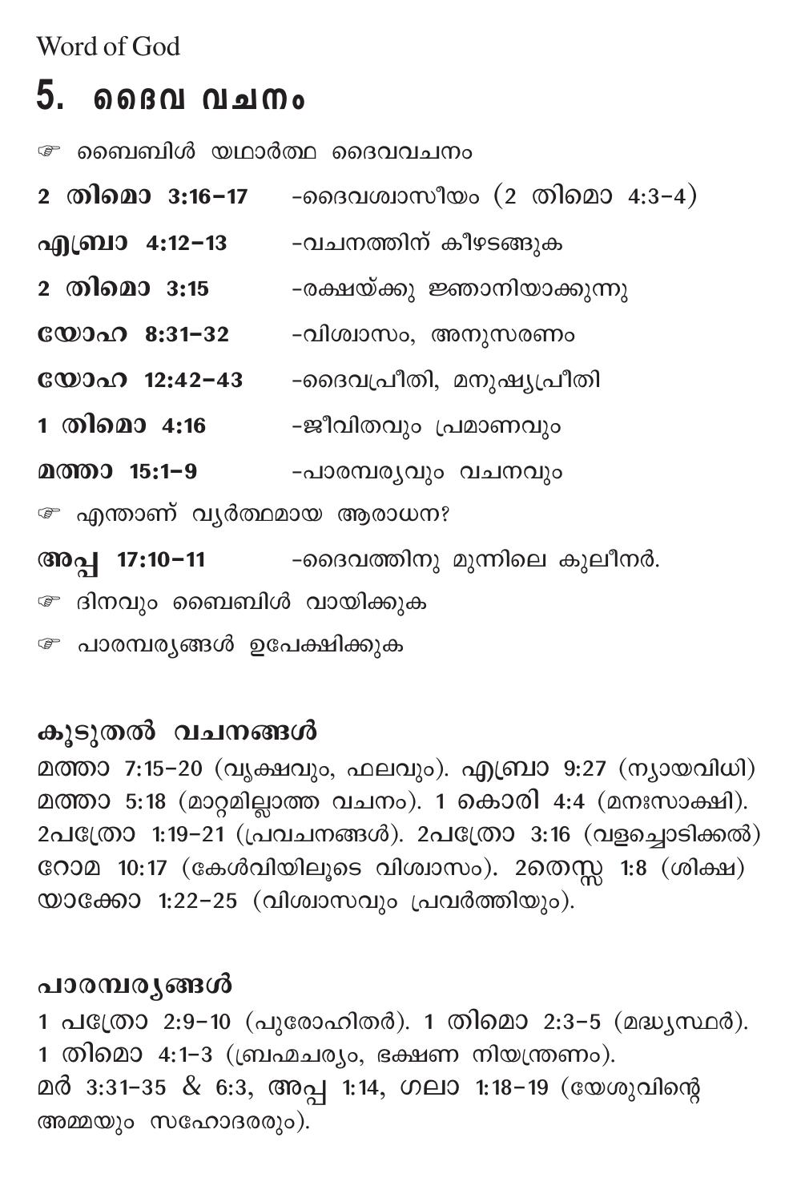Word of God

# 5. ദൈവ വചനം

☞ ബൈബിൾ യഥാർത്ഥ ദൈവവചനം

| | |
|---|---|
| **2 തിമൊ 3:16–17** | -ദൈവശ്വാസീയം (2 തിമൊ 4:3–4) |
| **എബ്രാ 4:12–13** | -വചനത്തിന് കീഴടങ്ങുക |
| **2 തിമൊ 3:15** | -രക്ഷയ്ക്കു ജ്ഞാനിയാക്കുന്നു |
| **യോഹ 8:31–32** | -വിശ്വാസം, അനുസരണം |
| **യോഹ 12:42–43** | -ദൈവപ്രീതി, മനുഷ്യപ്രീതി |
| **1 തിമൊ 4:16** | -ജീവിതവും പ്രമാണവും |
| **മത്താ 15:1–9** | -പാരമ്പര്യവും വചനവും |

☞ എന്താണ് വ്യർത്ഥമായ ആരാധന?

| | |
|---|---|
| **അപ്പ 17:10–11** | -ദൈവത്തിനു മുന്നിലെ കുലീനർ. |

☞ ദിനവും ബൈബിൾ വായിക്കുക

☞ പാരമ്പര്യങ്ങൾ ഉപേക്ഷിക്കുക

### കൂടുതൽ വചനങ്ങൾ

മത്താ 7:15–20 (വൃക്ഷവും, ഫലവും). എബ്രാ 9:27 (ന്യായവിധി) മത്താ 5:18 (മാറ്റമില്ലാത്ത വചനം). 1 കൊരി 4:4 (മനഃസാക്ഷി). 2പത്രോ 1:19–21 (പ്രവചനങ്ങൾ). 2പത്രോ 3:16 (വളച്ചൊടിക്കൽ) റോമ 10:17 (കേൾവിയിലൂടെ വിശ്വാസം). 2തെസ്സ 1:8 (ശിക്ഷ) യാക്കോ 1:22–25 (വിശ്വാസവും പ്രവർത്തിയും).

### പാരമ്പര്യങ്ങൾ

1 പത്രോ 2:9–10 (പുരോഹിതർ). 1 തിമൊ 2:3–5 (മദ്ധ്യസ്ഥർ). 1 തിമൊ 4:1–3 (ബ്രഹ്മചര്യം, ഭക്ഷണ നിയന്ത്രണം). മർ 3:31–35 & 6:3, അപ്പ 1:14, ഗലാ 1:18–19 (യേശുവിന്റെ അമ്മയും സഹോദരരും).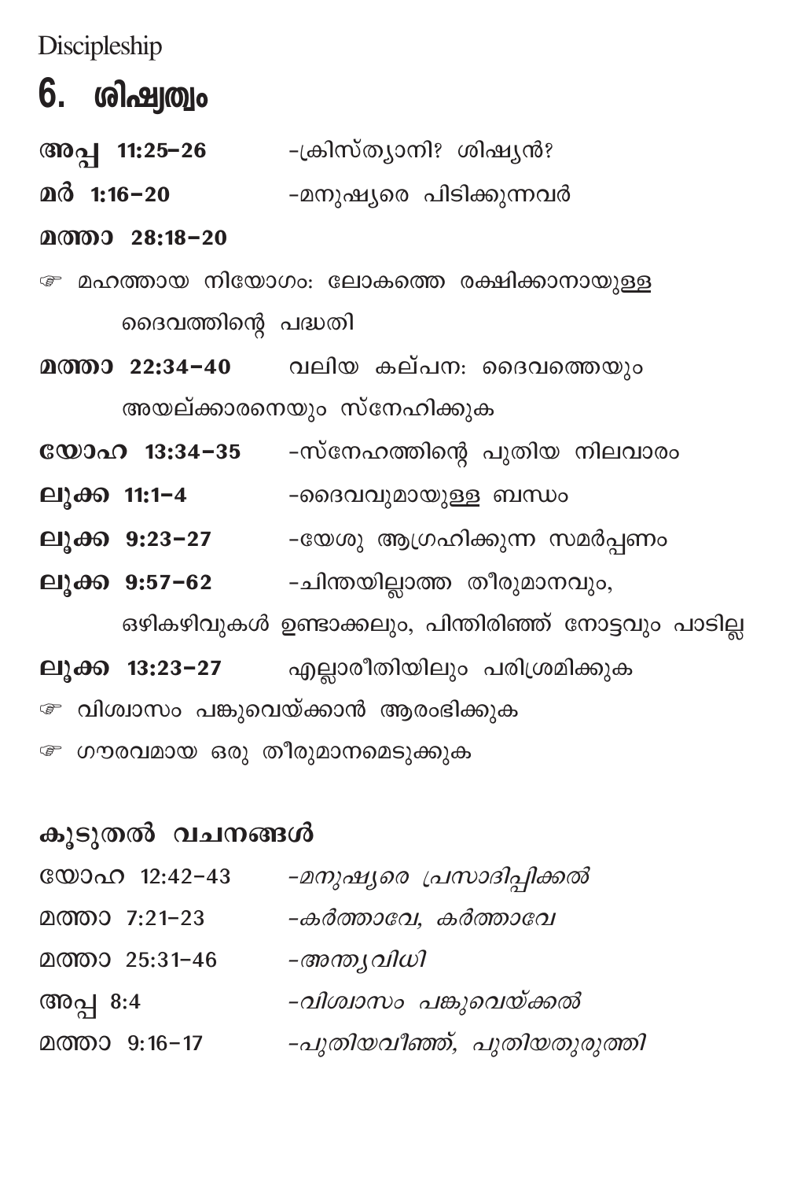Discipleship

# 6. ശിഷ്യത്വം

**അപ്പ 11:25–26** -ക്രിസ്ത്യാനി? ശിഷ്യൻ?

**മർ 1:16–20** -മനുഷ്യരെ പിടിക്കുന്നവർ

**മത്താ 28:18–20**

☞ മഹത്തായ നിയോഗം: ലോകത്തെ രക്ഷിക്കാനായുള്ള ദൈവത്തിന്റെ പദ്ധതി

**മത്താ 22:34–40** വലിയ കല്പന: ദൈവത്തെയും അയല്ക്കാരനെയും സ്നേഹിക്കുക

**യോഹ 13:34–35** -സ്നേഹത്തിന്റെ പുതിയ നിലവാരം

**ലൂക്ക 11:1–4** -ദൈവവുമായുള്ള ബന്ധം

**ലൂക്ക 9:23–27** -യേശു ആഗ്രഹിക്കുന്ന സമർപ്പണം

**ലൂക്ക 9:57–62** -ചിന്തയില്ലാത്ത തീരുമാനവും, ഒഴികഴിവുകൾ ഉണ്ടാക്കലും, പിന്തിരിഞ്ഞ് നോട്ടവും പാടില്ല

**ലൂക്ക 13:23–27** എല്ലാരീതിയിലും പരിശ്രമിക്കുക

☞ വിശ്വാസം പങ്കുവെയ്ക്കാൻ ആരംഭിക്കുക

☞ ഗൗരവമായ ഒരു തീരുമാനമെടുക്കുക

## കൂടുതൽ വചനങ്ങൾ

യോഹ 12:42–43 *-മനുഷ്യരെ പ്രസാദിപ്പിക്കൽ*

മത്താ 7:21–23 *-കർത്താവേ, കർത്താവേ*

മത്താ 25:31–46 *-അന്ത്യവിധി*

അപ്പ 8:4 *-വിശ്വാസം പങ്കുവെയ്ക്കൽ*

മത്താ 9:16–17 *-പുതിയവീഞ്ഞ്, പുതിയതുരുത്തി*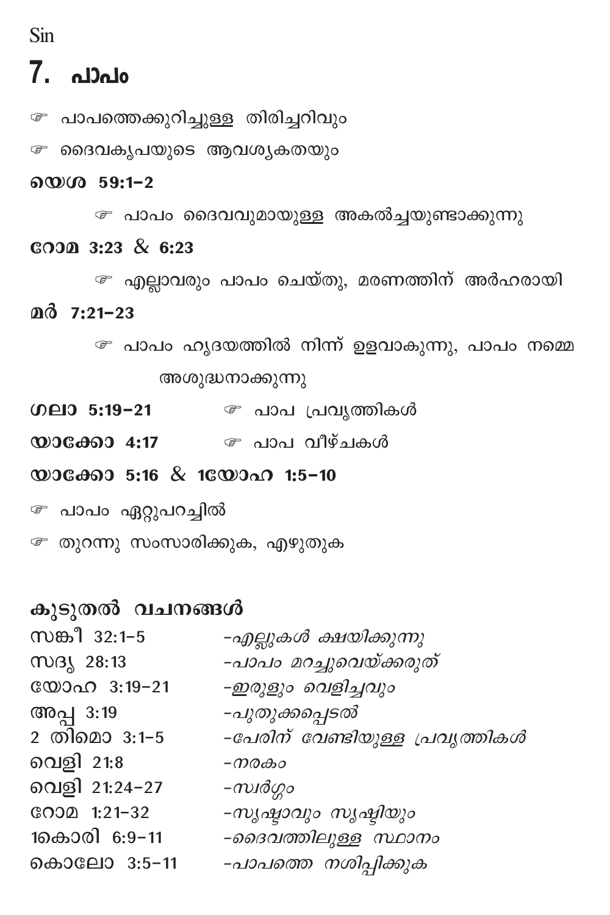Sin

# 7. പാപം

☞ പാപത്തെക്കുറിച്ചുള്ള തിരിച്ചറിവും

☞ ദൈവകൃപയുടെ ആവശ്യകതയും

**യെശ 59:1-2**

☞ പാപം ദൈവവുമായുള്ള അകൽച്ചയുണ്ടാക്കുന്നു

**റോമ 3:23 & 6:23**

☞ എല്ലാവരും പാപം ചെയ്തു, മരണത്തിന് അർഹരായി

**മർ 7:21-23**

☞ പാപം ഹൃദയത്തിൽ നിന്ന് ഉളവാകുന്നു, പാപം നമ്മെ അശുദ്ധനാക്കുന്നു

**ഗലാ 5:19-21** ☞ പാപ പ്രവൃത്തികൾ

**യാക്കോ 4:17** ☞ പാപ വീഴ്ചകൾ

**യാക്കോ 5:16 & 1യോഹ 1:5-10**

☞ പാപം ഏറ്റുപറച്ചിൽ

☞ തുറന്നു സംസാരിക്കുക, എഴുതുക

## കൂടുതൽ വചനങ്ങൾ

സങ്കീ 32:1-5 *-എല്ലുകൾ ക്ഷയിക്കുന്നു*

സദൃ 28:13 *-പാപം മറച്ചുവെയ്ക്കരുത്*

യോഹ 3:19-21 *-ഇരുളും വെളിച്ചവും*

അപ്പ 3:19 *-പുതുക്കപ്പെടൽ*

2 തിമൊ 3:1-5 *-പേരിന് വേണ്ടിയുള്ള പ്രവൃത്തികൾ*

വെളി 21:8 *-നരകം*

വെളി 21:24-27 *-സ്വർഗ്ഗം*

റോമ 1:21-32 *-സൃഷ്ടാവും സൃഷ്ടിയും*

1കൊരി 6:9-11 *-ദൈവത്തിലുള്ള സ്ഥാനം*

കൊലോ 3:5-11 *-പാപത്തെ നശിപ്പിക്കുക*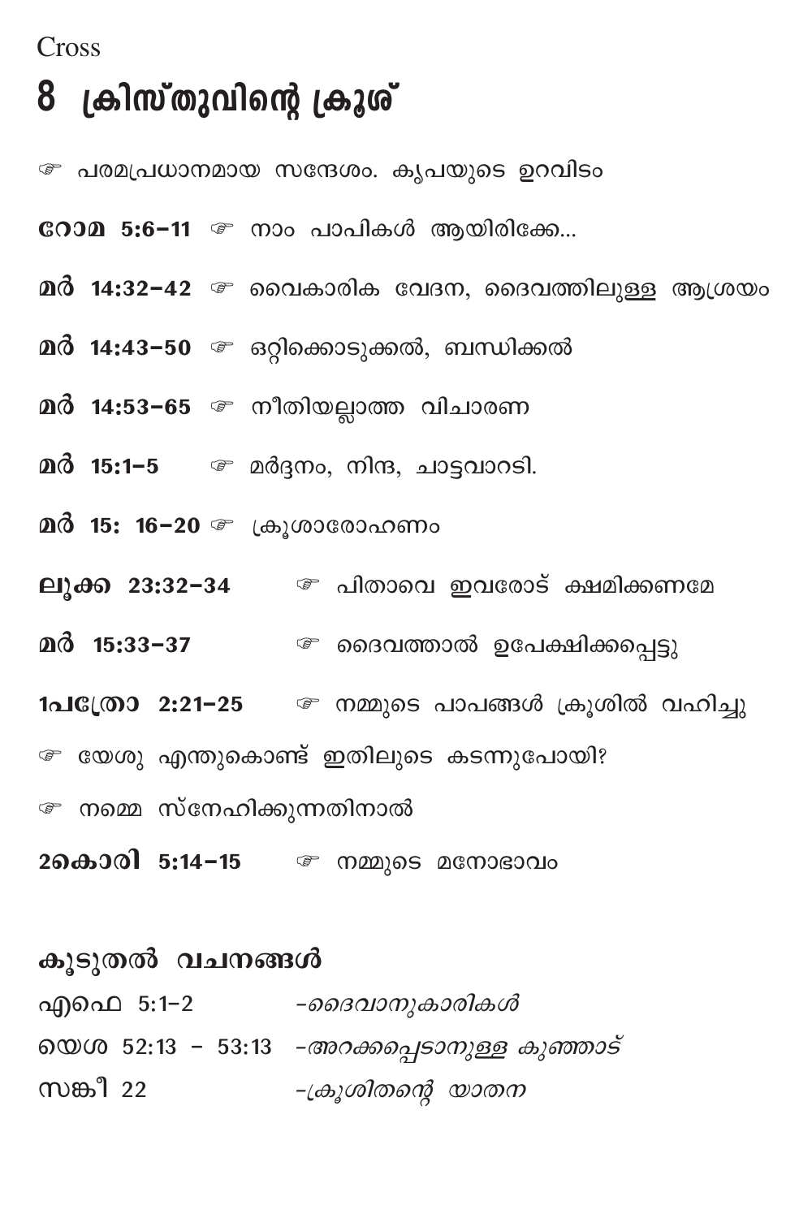Cross

# 8 ക്രിസ്തുവിന്റെ ക്രൂശ്

☞ പരമപ്രധാനമായ സന്ദേശം. കൃപയുടെ ഉറവിടം

**റോമ 5:6–11** ☞ നാം പാപികൾ ആയിരിക്കേ...

**മർ 14:32–42** ☞ വൈകാരിക വേദന, ദൈവത്തിലുള്ള ആശ്രയം

**മർ 14:43–50** ☞ ഒറ്റിക്കൊടുക്കൽ, ബന്ധിക്കൽ

**മർ 14:53–65** ☞ നീതിയല്ലാത്ത വിചാരണ

**മർ 15:1–5** ☞ മർദ്ദനം, നിന്ദ, ചാട്ടവാറടി.

**മർ 15: 16–20** ☞ ക്രൂശാരോഹണം

**ലൂക്ക 23:32–34** ☞ പിതാവെ ഇവരോട് ക്ഷമിക്കണമേ

**മർ 15:33–37** ☞ ദൈവത്താൽ ഉപേക്ഷിക്കപ്പെട്ടു

**1പത്രോ 2:21–25** ☞ നമ്മുടെ പാപങ്ങൾ ക്രൂശിൽ വഹിച്ചു

☞ യേശു എന്തുകൊണ്ട് ഇതിലൂടെ കടന്നുപോയി?

☞ നമ്മെ സ്നേഹിക്കുന്നതിനാൽ

**2കൊരി 5:14–15** ☞ നമ്മുടെ മനോഭാവം

### കൂടുതൽ വചനങ്ങൾ

എഫെ 5:1–2 –*ദൈവാനുകാരികൾ*

യെശ 52:13 – 53:13 –*അറക്കപ്പെടാനുള്ള കുഞ്ഞാട്*

സങ്കീ 22 –*ക്രൂശിതന്റെ യാതന*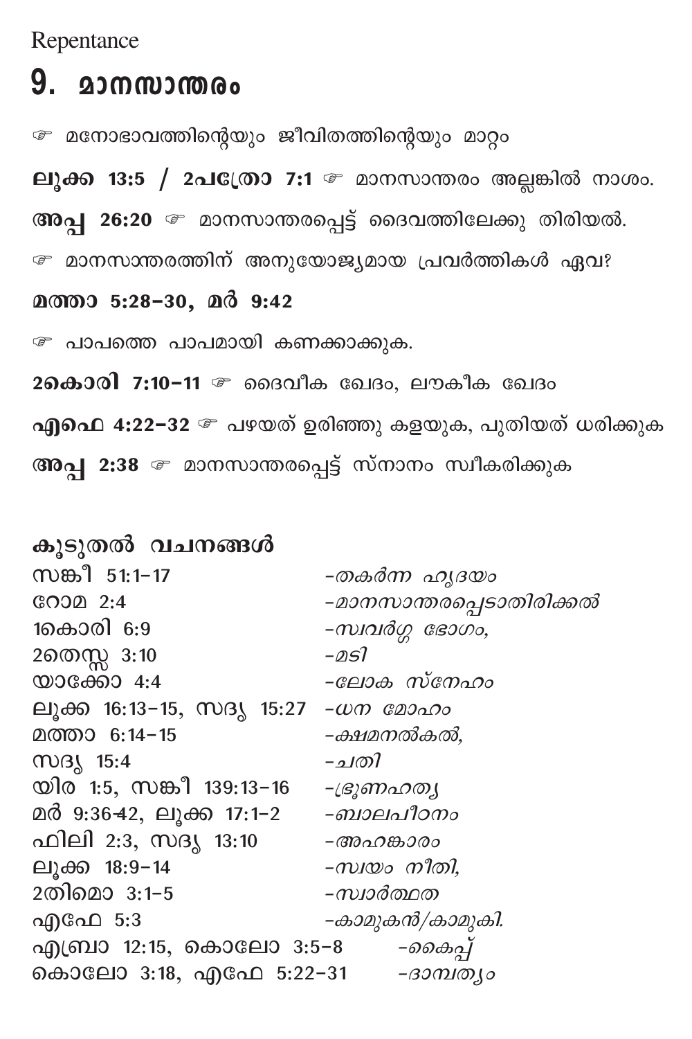Repentance

# 9. മാനസാന്തരം

☞ മനോഭാവത്തിന്റെയും ജീവിതത്തിന്റെയും മാറ്റം

**ലൂക്ക 13:5 / 2പത്രോ 7:1** ☞ മാനസാന്തരം അല്ലങ്കിൽ നാശം.

**അപ്പ 26:20** ☞ മാനസാന്തരപ്പെട്ട് ദൈവത്തിലേക്കു തിരിയൽ.

☞ മാനസാന്തരത്തിന് അനുയോജ്യമായ പ്രവർത്തികൾ ഏവ?

**മത്താ 5:28–30, മർ 9:42**

☞ പാപത്തെ പാപമായി കണക്കാക്കുക.

**2കൊരി 7:10–11** ☞ ദൈവീക ഖേദം, ലൗകീക ഖേദം

**എഫെ 4:22–32** ☞ പഴയത് ഉരിഞ്ഞു കളയുക, പുതിയത് ധരിക്കുക

**അപ്പ 2:38** ☞ മാനസാന്തരപ്പെട്ട് സ്നാനം സ്വീകരിക്കുക

**കൂടുതൽ വചനങ്ങൾ**

| | |
|---|---|
| സങ്കീ 51:1–17 | *-തകർന്ന ഹൃദയം* |
| റോമ 2:4 | *-മാനസാന്തരപ്പെടാതിരിക്കൽ* |
| 1കൊരി 6:9 | *-സ്വവർഗ്ഗ ഭോഗം,* |
| 2തെസ്സ 3:10 | *-മടി* |
| യാക്കോ 4:4 | *-ലോക സ്നേഹം* |
| ലൂക്ക 16:13–15, സദൃ 15:27 | *-ധന മോഹം* |
| മത്താ 6:14–15 | *-ക്ഷമനൽകൽ,* |
| സദൃ 15:4 | *-ചതി* |
| യിര 1:5, സങ്കീ 139:13–16 | *-ഭ്രൂണഹത്യ* |
| മർ 9:36-42, ലൂക്ക 17:1–2 | *-ബാലപീഠനം* |
| ഫിലി 2:3, സദൃ 13:10 | *-അഹങ്കാരം* |
| ലൂക്ക 18:9–14 | *-സ്വയം നീതി,* |
| 2തിമൊ 3:1–5 | *-സ്വാർത്ഥത* |
| എഫേ 5:3 | *-കാമുകൻ/കാമുകി.* |
| എബ്രാ 12:15, കൊലോ 3:5–8 | *-കൈപ്പ്* |
| കൊലോ 3:18, എഫേ 5:22–31 | *-ദാമ്പത്യം* |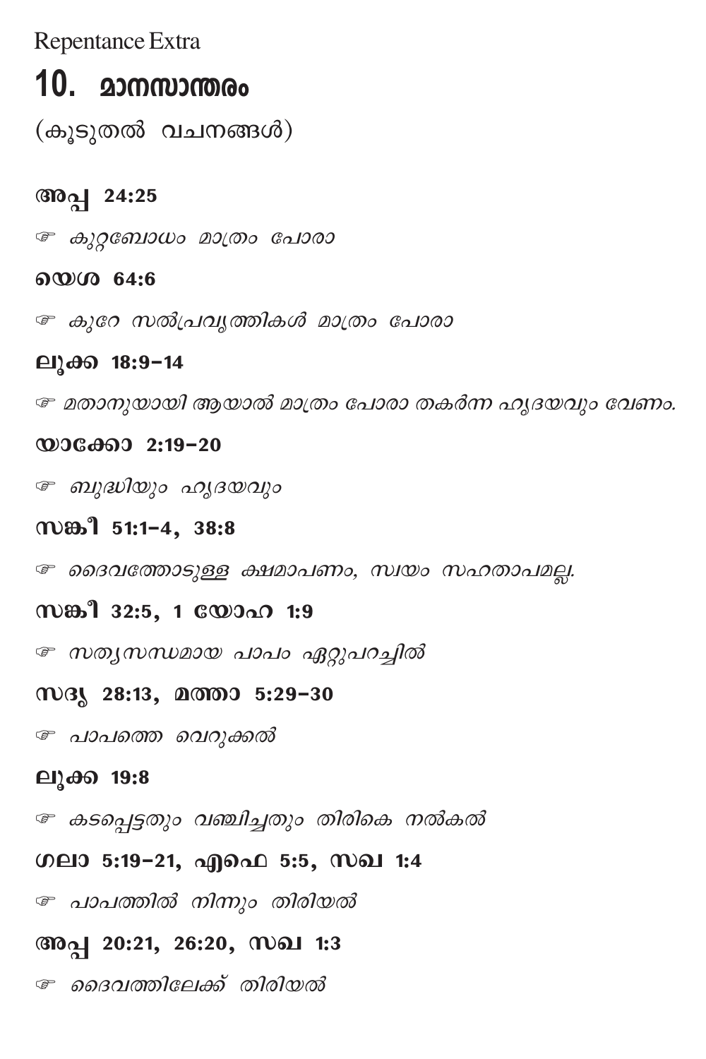Repentance Extra

# 10. മാനസാന്തരം

(കൂടുതൽ വചനങ്ങൾ)

**അപ്പ 24:25**

☞ *കുറ്റബോധം മാത്രം പോരാ*

**യെശ 64:6**

☞ *കുറേ സൽപ്രവൃത്തികൾ മാത്രം പോരാ*

**ലൂക്ക 18:9-14**

☞ *മതാനുയായി ആയാൽ മാത്രം പോരാ തകർന്ന ഹൃദയവും വേണം.*

**യാക്കോ 2:19-20**

☞ *ബുദ്ധിയും ഹൃദയവും*

**സങ്കീ 51:1-4, 38:8**

☞ *ദൈവത്തോടുള്ള ക്ഷമാപണം, സ്വയം സഹതാപമല്ല.*

**സങ്കീ 32:5, 1 യോഹ 1:9**

☞ *സത്യസന്ധമായ പാപം ഏറ്റുപറച്ചിൽ*

**സദൃ 28:13, മത്താ 5:29-30**

☞ *പാപത്തെ വെറുക്കൽ*

**ലൂക്ക 19:8**

☞ *കടപ്പെട്ടതും വഞ്ചിച്ചതും തിരികെ നൽകൽ*

**ഗലാ 5:19-21, എഫെ 5:5, സഖ 1:4**

☞ *പാപത്തിൽ നിന്നും തിരിയൽ*

**അപ്പ 20:21, 26:20, സഖ 1:3**

☞ *ദൈവത്തിലേക്ക് തിരിയൽ*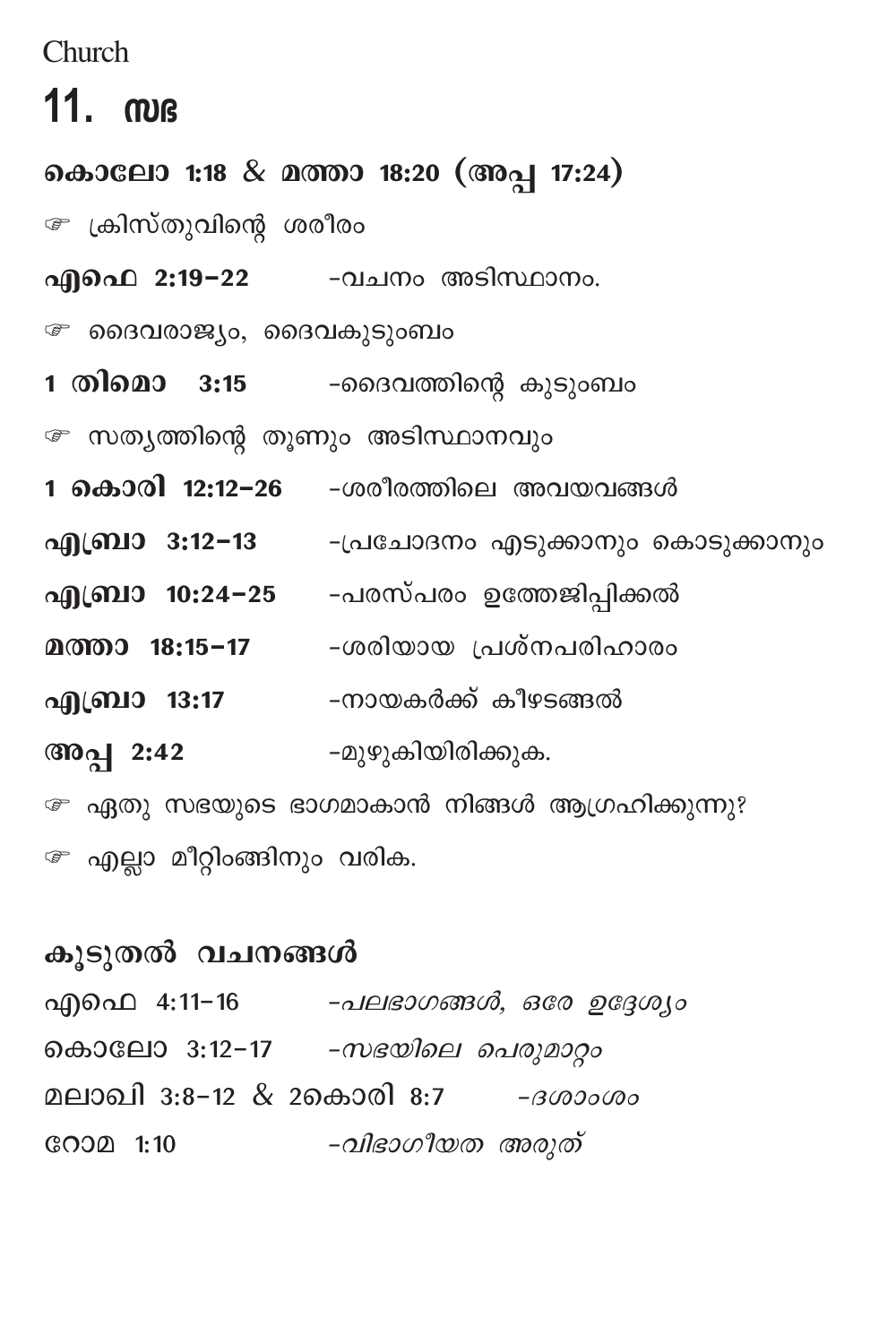Church

# 11. സഭ

**കൊലോ 1:18 & മത്താ 18:20 (അപ്പ 17:24)**

☞ ക്രിസ്തുവിന്റെ ശരീരം

**എഫെ 2:19–22** –വചനം അടിസ്ഥാനം.

☞ ദൈവരാജ്യം, ദൈവകുടുംബം

**1 തിമൊ 3:15** –ദൈവത്തിന്റെ കുടുംബം

☞ സത്യത്തിന്റെ തൂണും അടിസ്ഥാനവും

**1 കൊരി 12:12–26** –ശരീരത്തിലെ അവയവങ്ങൾ

**എബ്രാ 3:12–13** –പ്രചോദനം എടുക്കാനും കൊടുക്കാനും

**എബ്രാ 10:24–25** –പരസ്പരം ഉത്തേജിപ്പിക്കൽ

**മത്താ 18:15–17** –ശരിയായ പ്രശ്നപരിഹാരം

**എബ്രാ 13:17** –നായകർക്ക് കീഴടങ്ങൽ

**അപ്പ 2:42** –മുഴുകിയിരിക്കുക.

☞ ഏതു സഭയുടെ ഭാഗമാകാൻ നിങ്ങൾ ആഗ്രഹിക്കുന്നു?

☞ എല്ലാ മീറ്റിംങ്ങിനും വരിക.

## കൂടുതൽ വചനങ്ങൾ

എഫെ 4:11–16 *–പലഭാഗങ്ങൾ, ഒരേ ഉദ്ദേശ്യം*

കൊലോ 3:12–17 *–സഭയിലെ പെരുമാറ്റം*

മലാഖി 3:8–12 & 2കൊരി 8:7 *–ദശാംശം*

റോമ 1:10 *–വിഭാഗീയത അരുത്*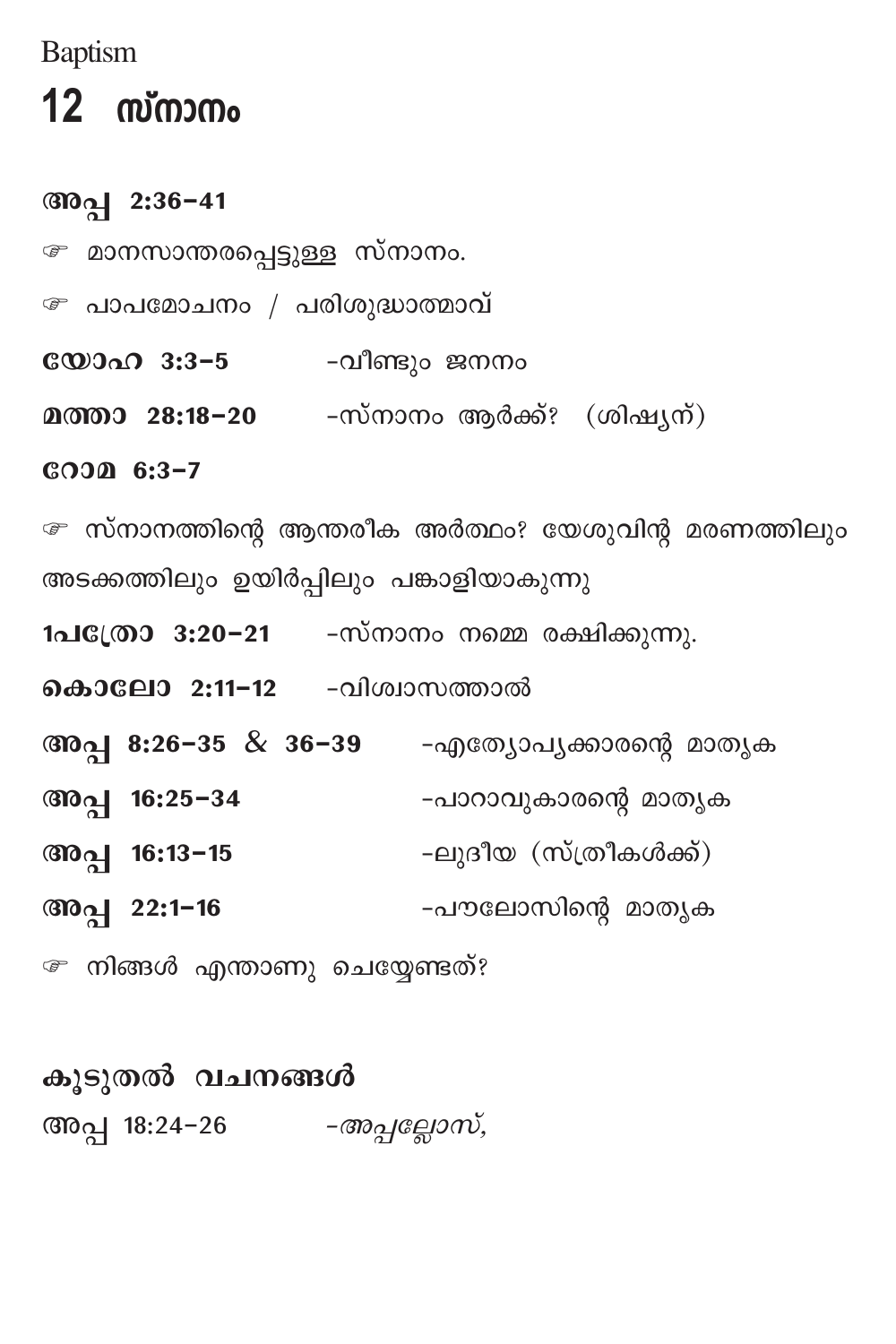Baptism

# 12 സ്നാനം

**അപ്പ 2:36–41**

☞ മാനസാന്തരപ്പെട്ടുള്ള സ്നാനം.

☞ പാപമോചനം / പരിശുദ്ധാത്മാവ്

**യോഹ 3:3–5** –വീണ്ടും ജനനം

**മത്താ 28:18–20** –സ്നാനം ആർക്ക്? (ശിഷ്യന്)

**റോമ 6:3–7**

☞ സ്നാനത്തിന്റെ ആന്തരീക അർത്ഥം? യേശുവിന്റ മരണത്തിലും അടക്കത്തിലും ഉയിർപ്പിലും പങ്കാളിയാകുന്നു

**1പത്രോ 3:20–21** –സ്നാനം നമ്മെ രക്ഷിക്കുന്നു.

**കൊലോ 2:11–12** –വിശ്വാസത്താൽ

**അപ്പ 8:26–35 & 36–39** –എത്യോപ്യക്കാരന്റെ മാതൃക

**അപ്പ 16:25–34** –പാറാവുകാരന്റെ മാതൃക

**അപ്പ 16:13–15** –ലുദീയ (സ്ത്രീകൾക്ക്)

**അപ്പ 22:1–16** –പൗലോസിന്റെ മാതൃക

☞ നിങ്ങൾ എന്താണു ചെയ്യേണ്ടത്?

## കൂടുതൽ വചനങ്ങൾ

അപ്പ 18:24–26 –*അപ്പല്ലോസ്,*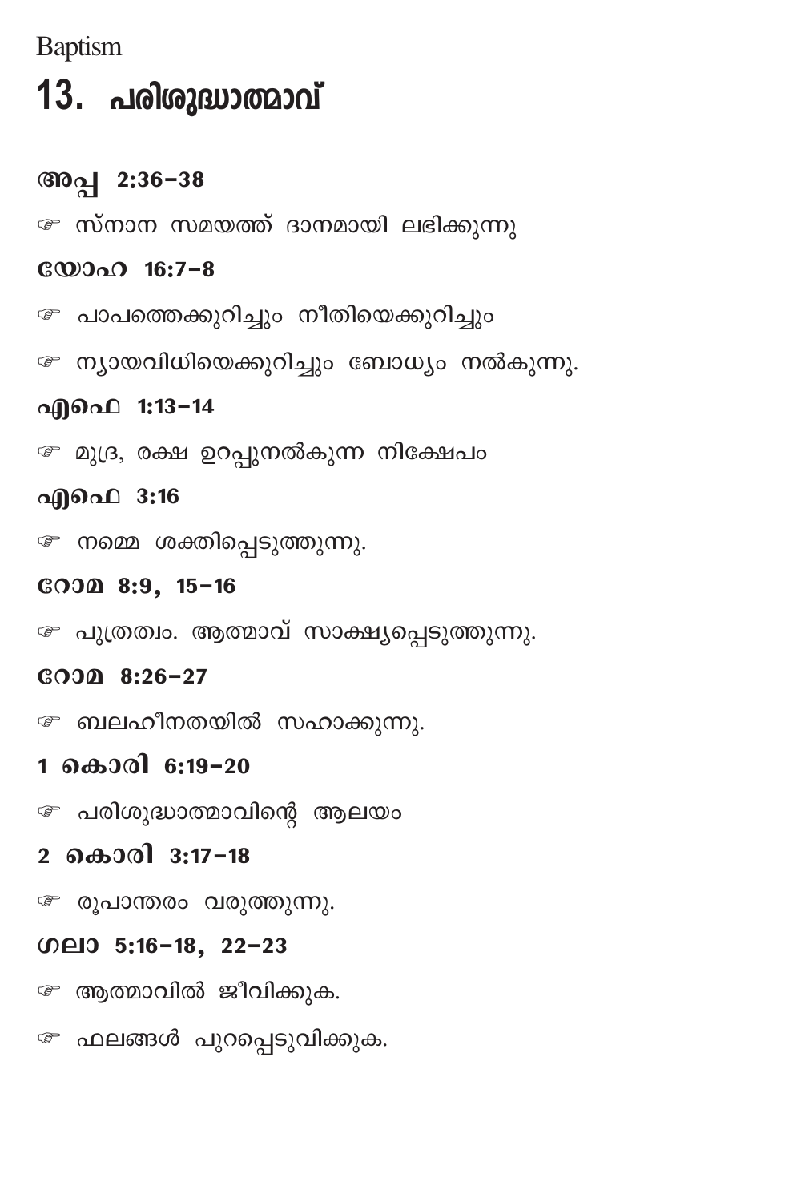Baptism

# 13. പരിശുദ്ധാത്മാവ്

**അപ്പ 2:36–38**

☞ സ്നാന സമയത്ത് ദാനമായി ലഭിക്കുന്നു

**യോഹ 16:7–8**

☞ പാപത്തെക്കുറിച്ചും നീതിയെക്കുറിച്ചും

☞ ന്യായവിധിയെക്കുറിച്ചും ബോധ്യം നൽകുന്നു.

**എഫെ 1:13–14**

☞ മുദ്ര, രക്ഷ ഉറപ്പുനൽകുന്ന നിക്ഷേപം

**എഫെ 3:16**

☞ നമ്മെ ശക്തിപ്പെടുത്തുന്നു.

**റോമ 8:9, 15–16**

☞ പുത്രത്വം. ആത്മാവ് സാക്ഷ്യപ്പെടുത്തുന്നു.

**റോമ 8:26–27**

☞ ബലഹീനതയിൽ സഹാക്കുന്നു.

**1 കൊരി 6:19–20**

☞ പരിശുദ്ധാത്മാവിന്റെ ആലയം

**2 കൊരി 3:17–18**

☞ രൂപാന്തരം വരുത്തുന്നു.

**ഗലാ 5:16–18, 22–23**

☞ ആത്മാവിൽ ജീവിക്കുക.

☞ ഫലങ്ങൾ പുറപ്പെടുവിക്കുക.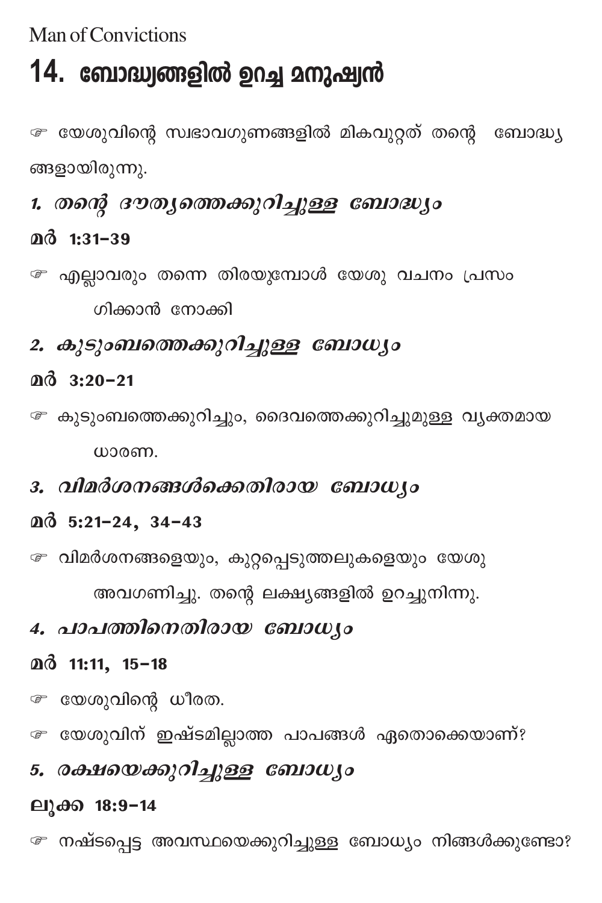Man of Convictions

# 14. ബോദ്ധ്യങ്ങളിൽ ഉറച്ച മനുഷ്യൻ

☞ യേശുവിന്റെ സ്വഭാവഗുണങ്ങളിൽ മികവുറ്റത് തന്റെ ബോദ്ധ്യങ്ങളായിരുന്നു.

### *1. തന്റെ ദൗത്യത്തെക്കുറിച്ചുള്ള ബോദ്ധ്യം*

**മർ 1:31-39**

☞ എല്ലാവരും തന്നെ തിരയുമ്പോൾ യേശു വചനം പ്രസംഗിക്കാൻ നോക്കി

### *2. കുടുംബത്തെക്കുറിച്ചുള്ള ബോധ്യം*

**മർ 3:20-21**

☞ കുടുംബത്തെക്കുറിച്ചും, ദൈവത്തെക്കുറിച്ചുമുള്ള വ്യക്തമായ ധാരണ.

### *3. വിമർശനങ്ങൾക്കെതിരായ ബോധ്യം*

**മർ 5:21-24, 34-43**

☞ വിമർശനങ്ങളെയും, കുറ്റപ്പെടുത്തലുകളെയും യേശു അവഗണിച്ചു. തന്റെ ലക്ഷ്യങ്ങളിൽ ഉറച്ചുനിന്നു.

### *4. പാപത്തിനെതിരായ ബോധ്യം*

**മർ 11:11, 15-18**

☞ യേശുവിന്റെ ധീരത.

☞ യേശുവിന് ഇഷ്ടമില്ലാത്ത പാപങ്ങൾ ഏതൊക്കെയാണ്?

### *5. രക്ഷയെക്കുറിച്ചുള്ള ബോധ്യം*

**ലൂക്ക 18:9-14**

☞ നഷ്ടപ്പെട്ട അവസ്ഥയെക്കുറിച്ചുള്ള ബോധ്യം നിങ്ങൾക്കുണ്ടോ?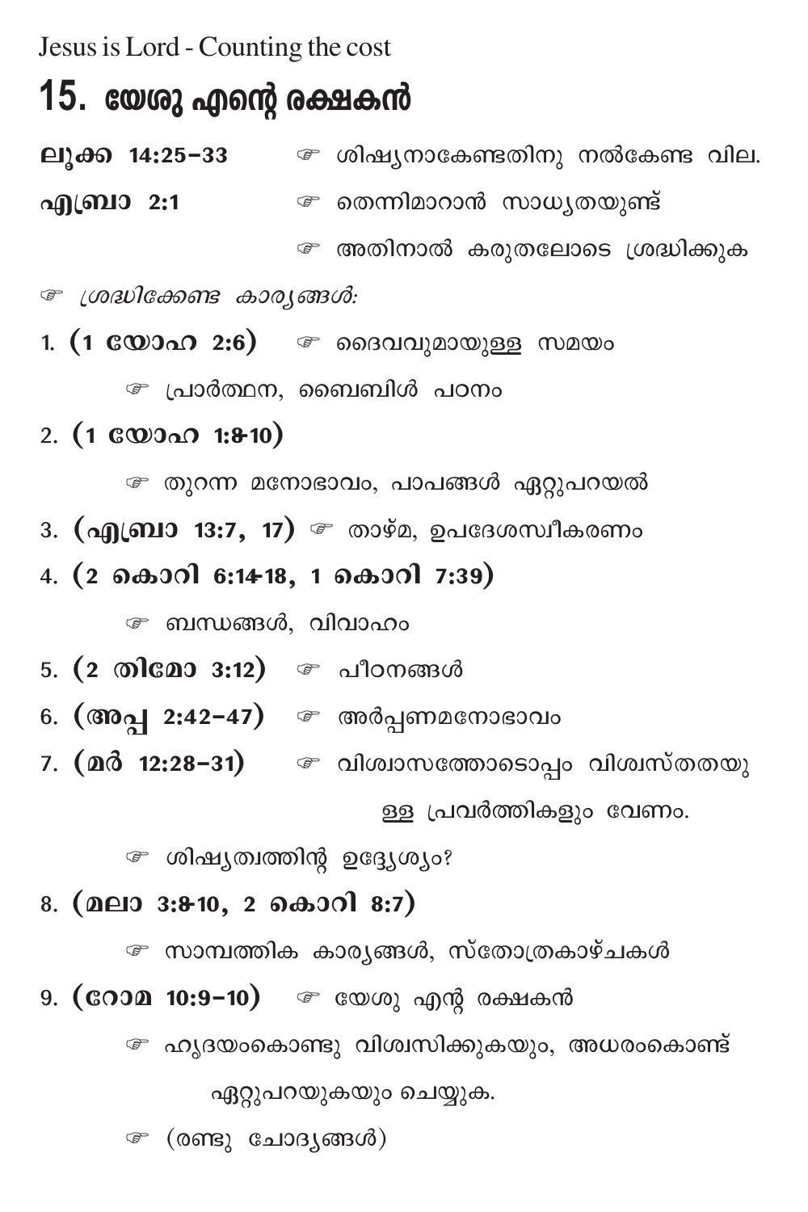Jesus is Lord - Counting the cost

# 15. യേശു എന്റെ രക്ഷകൻ

**ലൂക്ക 14:25–33** ☞ ശിഷ്യനാകേണ്ടതിനു നൽകേണ്ട വില.

**എബ്രാ 2:1** ☞ തെന്നിമാറാൻ സാധ്യതയുണ്ട്

☞ അതിനാൽ കരുതലോടെ ശ്രദ്ധിക്കുക

☞ *ശ്രദ്ധിക്കേണ്ട കാര്യങ്ങൾ:*

1. **(1 യോഹ 2:6)** ☞ ദൈവവുമായുള്ള സമയം

   ☞ പ്രാർത്ഥന, ബൈബിൾ പഠനം

2. **(1 യോഹ 1:8-10)**

   ☞ തുറന്ന മനോഭാവം, പാപങ്ങൾ ഏറ്റുപറയൽ

3. **(എബ്രാ 13:7, 17)** ☞ താഴ്മ, ഉപദേശസ്വീകരണം

4. **(2 കൊരി 6:14-18, 1 കൊരി 7:39)**

   ☞ ബന്ധങ്ങൾ, വിവാഹം

5. **(2 തിമോ 3:12)** ☞ പീഢനങ്ങൾ

6. **(അപ്പ 2:42–47)** ☞ അർപ്പണമനോഭാവം

7. **(മർ 12:28–31)** ☞ വിശ്വാസത്തോടൊപ്പം വിശ്വസ്തതയുള്ള പ്രവർത്തികളും വേണം.

   ☞ ശിഷ്യത്വത്തിന്റ ഉദ്ദ്യേശ്യം?

8. **(മലാ 3:8-10, 2 കൊരി 8:7)**

   ☞ സാമ്പത്തിക കാര്യങ്ങൾ, സ്തോത്രകാഴ്ചകൾ

9. **(റോമ 10:9–10)** ☞ യേശു എന്റ രക്ഷകൻ

   ☞ ഹൃദയംകൊണ്ടു വിശ്വസിക്കുകയും, അധരംകൊണ്ട് ഏറ്റുപറയുകയും ചെയ്യുക.

   ☞ (രണ്ടു ചോദ്യങ്ങൾ)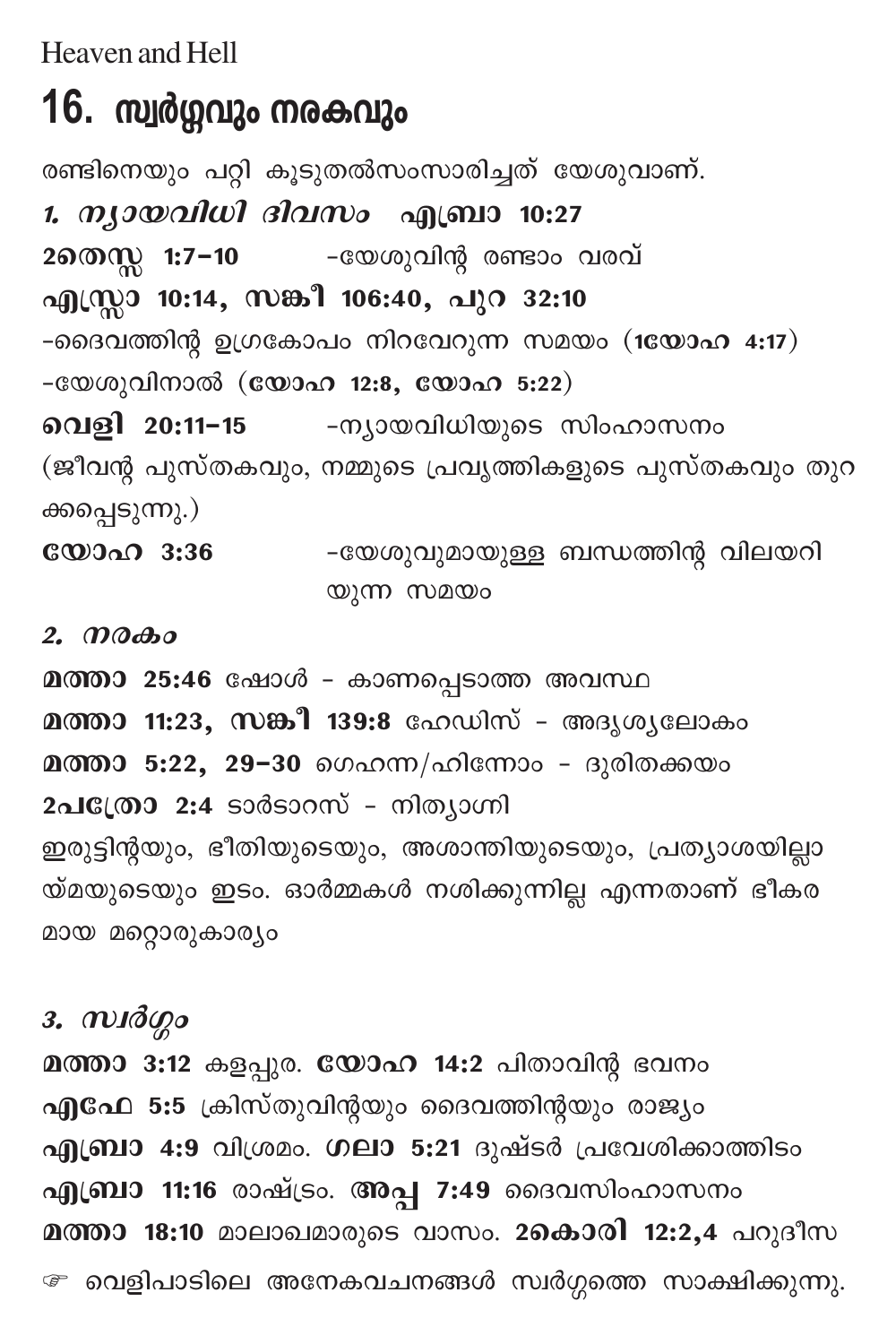Heaven and Hell

# 16. സ്വർഗ്ഗവും നരകവും

രണ്ടിനെയും പറ്റി കൂടുതൽസംസാരിച്ചത് യേശുവാണ്.

*1. ന്യായവിധി ദിവസം* **എബ്രാ 10:27**

**2തെസ്സ 1:7–10** -യേശുവിന്റ രണ്ടാം വരവ്

**എസ്രാ 10:14, സങ്കീ 106:40, പുറ 32:10**

-ദൈവത്തിന്റ ഉഗ്രകോപം നിറവേറുന്ന സമയം (**1യോഹ 4:17**)

-യേശുവിനാൽ (**യോഹ 12:8, യോഹ 5:22**)

**വെളി 20:11–15** -ന്യായവിധിയുടെ സിംഹാസനം

(ജീവന്റ പുസ്തകവും, നമ്മുടെ പ്രവൃത്തികളുടെ പുസ്തകവും തുറക്കപ്പെടുന്നു.)

**യോഹ 3:36** -യേശുവുമായുള്ള ബന്ധത്തിന്റ വിലയറിയുന്ന സമയം

*2. നരകം*

**മത്താ 25:46** ഷോൾ - കാണപ്പെടാത്ത അവസ്ഥ

**മത്താ 11:23, സങ്കീ 139:8** ഹേഡിസ് - അദൃശ്യലോകം

**മത്താ 5:22, 29–30** ഗെഹന്ന/ഹിന്നോം - ദുരിതക്കയം

**2പത്രോ 2:4** ടാർടാറസ് - നിത്യാഗ്നി

ഇരുട്ടിന്റയും, ഭീതിയുടെയും, അശാന്തിയുടെയും, പ്രത്യാശയില്ലായ്മയുടെയും ഇടം. ഓർമ്മകൾ നശിക്കുന്നില്ല എന്നതാണ് ഭീകരമായ മറ്റൊരുകാര്യം

*3. സ്വർഗ്ഗം*

**മത്താ 3:12** കളപ്പുര. **യോഹ 14:2** പിതാവിന്റ ഭവനം

**എഫേ 5:5** ക്രിസ്തുവിന്റയും ദൈവത്തിന്റയും രാജ്യം

**എബ്രാ 4:9** വിശ്രമം. **ഗലാ 5:21** ദുഷ്ടർ പ്രവേശിക്കാത്തിടം

**എബ്രാ 11:16** രാഷ്ട്രം. **അപ്പ 7:49** ദൈവസിംഹാസനം

**മത്താ 18:10** മാലാഖമാരുടെ വാസം. **2കൊരി 12:2,4** പറുദീസ

☞ വെളിപാടിലെ അനേകവചനങ്ങൾ സ്വർഗ്ഗത്തെ സാക്ഷിക്കുന്നു.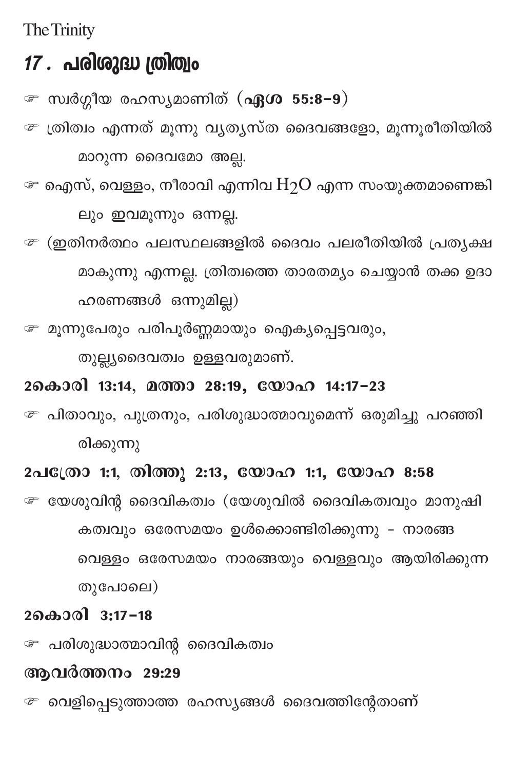The Trinity

# *17 .* പരിശുദ്ധ ത്രിത്വം

☞ സ്വർഗ്ഗീയ രഹസ്യമാണിത് (**ഏശ 55:8–9**)

☞ ത്രിത്വം എന്നത് മൂന്നു വ്യത്യസ്ത ദൈവങ്ങളോ, മൂന്നുരീതിയിൽ മാറുന്ന ദൈവമോ അല്ല.

☞ ഐസ്, വെള്ളം, നീരാവി എന്നിവ $H_2O$ എന്ന സംയുക്തമാണെങ്കിലും ഇവമൂന്നും ഒന്നല്ല.

☞ (ഇതിനർത്ഥം പലസ്ഥലങ്ങളിൽ ദൈവം പലരീതിയിൽ പ്രത്യക്ഷമാകുന്നു എന്നല്ല. ത്രിത്വത്തെ താരതമ്യം ചെയ്യാൻ തക്ക ഉദാഹരണങ്ങൾ ഒന്നുമില്ല)

☞ മൂന്നുപേരും പരിപൂർണ്ണമായും ഐക്യപ്പെട്ടവരും, തുല്ല്യദൈവത്വം ഉള്ളവരുമാണ്.

**2കൊരി 13:14, മത്താ 28:19, യോഹ 14:17–23**

☞ പിതാവും, പുത്രനും, പരിശുദ്ധാത്മാവുമെന്ന് ഒരുമിച്ചു പറഞ്ഞിരിക്കുന്നു

**2പത്രോ 1:1, തിത്തൂ 2:13, യോഹ 1:1, യോഹ 8:58**

☞ യേശുവിന്റ ദൈവികത്വം (യേശുവിൽ ദൈവികത്വവും മാനുഷികത്വവും ഒരേസമയം ഉൾക്കൊണ്ടിരിക്കുന്നു - നാരങ്ങ വെള്ളം ഒരേസമയം നാരങ്ങയും വെള്ളവും ആയിരിക്കുന്നതുപോലെ)

**2കൊരി 3:17–18**

☞ പരിശുദ്ധാത്മാവിന്റ ദൈവികത്വം

**ആവർത്തനം 29:29**

☞ വെളിപ്പെടുത്താത്ത രഹസ്യങ്ങൾ ദൈവത്തിന്റേതാണ്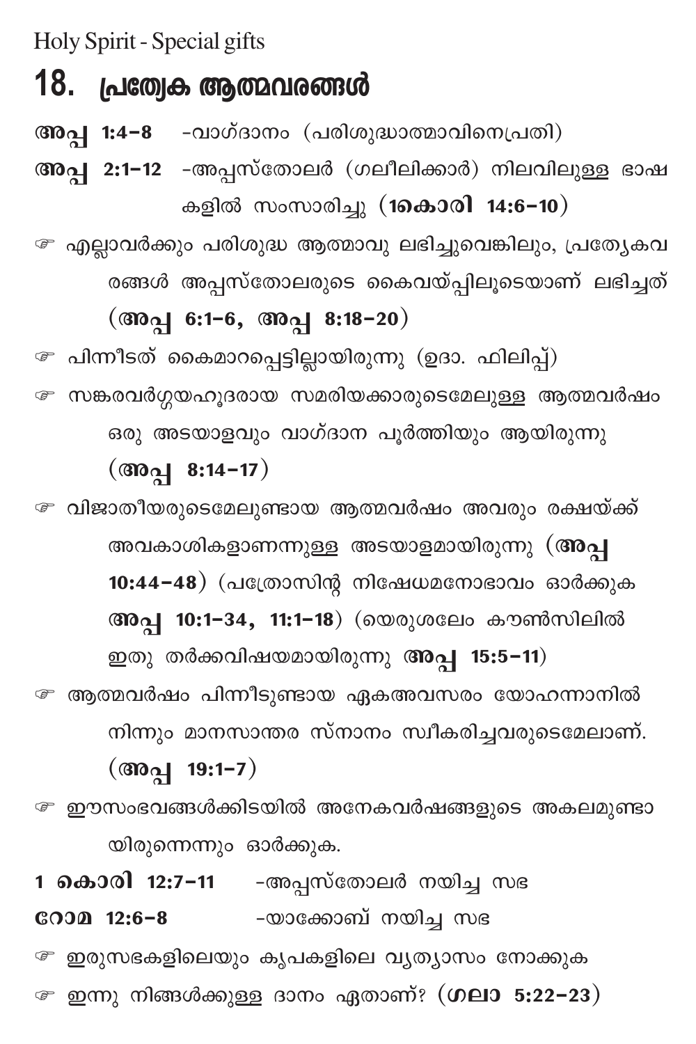Holy Spirit - Special gifts

# 18. പ്രത്യേക ആത്മവരങ്ങൾ

**അപ്പ 1:4–8** -വാഗ്ദാനം (പരിശുദ്ധാത്മാവിനെപ്രതി)

**അപ്പ 2:1–12** -അപ്പസ്തോലർ (ഗലീലിക്കാർ) നിലവിലുള്ള ഭാഷകളിൽ സംസാരിച്ചു (**1കൊരി 14:6–10**)

☞ എല്ലാവർക്കും പരിശുദ്ധ ആത്മാവു ലഭിച്ചുവെങ്കിലും, പ്രത്യേകവരങ്ങൾ അപ്പസ്തോലരുടെ കൈവയ്പ്പിലൂടെയാണ് ലഭിച്ചത് (**അപ്പ 6:1–6, അപ്പ 8:18–20**)

☞ പിന്നീടത് കൈമാറപ്പെട്ടില്ലായിരുന്നു (ഉദാ. ഫിലിപ്പ്)

☞ സങ്കരവർഗ്ഗയഹൂദരായ സമരിയക്കാരുടെമേലുള്ള ആത്മവർഷം ഒരു അടയാളവും വാഗ്ദാന പൂർത്തിയും ആയിരുന്നു (**അപ്പ 8:14–17**)

☞ വിജാതീയരുടെമേലുണ്ടായ ആത്മവർഷം അവരും രക്ഷയ്ക്ക് അവകാശികളാണന്നുള്ള അടയാളമായിരുന്നു (**അപ്പ 10:44–48**) (പത്രോസിന്റ നിഷേധമനോഭാവം ഓർക്കുക **അപ്പ 10:1–34, 11:1–18**) (യെരുശലേം കൗൺസിലിൽ ഇതു തർക്കവിഷയമായിരുന്നു **അപ്പ 15:5–11**)

☞ ആത്മവർഷം പിന്നീടുണ്ടായ ഏകഅവസരം യോഹന്നാനിൽ നിന്നും മാനസാന്തര സ്നാനം സ്വീകരിച്ചവരുടെമേലാണ്. (**അപ്പ 19:1–7**)

☞ ഈസംഭവങ്ങൾക്കിടയിൽ അനേകവർഷങ്ങളുടെ അകലമുണ്ടായിരുന്നെന്നും ഓർക്കുക.

**1 കൊരി 12:7–11** -അപ്പസ്തോലർ നയിച്ച സഭ

**റോമ 12:6–8** -യാക്കോബ് നയിച്ച സഭ

☞ ഇരുസഭകളിലെയും കൃപകളിലെ വ്യത്യാസം നോക്കുക

☞ ഇന്നു നിങ്ങൾക്കുള്ള ദാനം ഏതാണ്? (**ഗലാ 5:22–23**)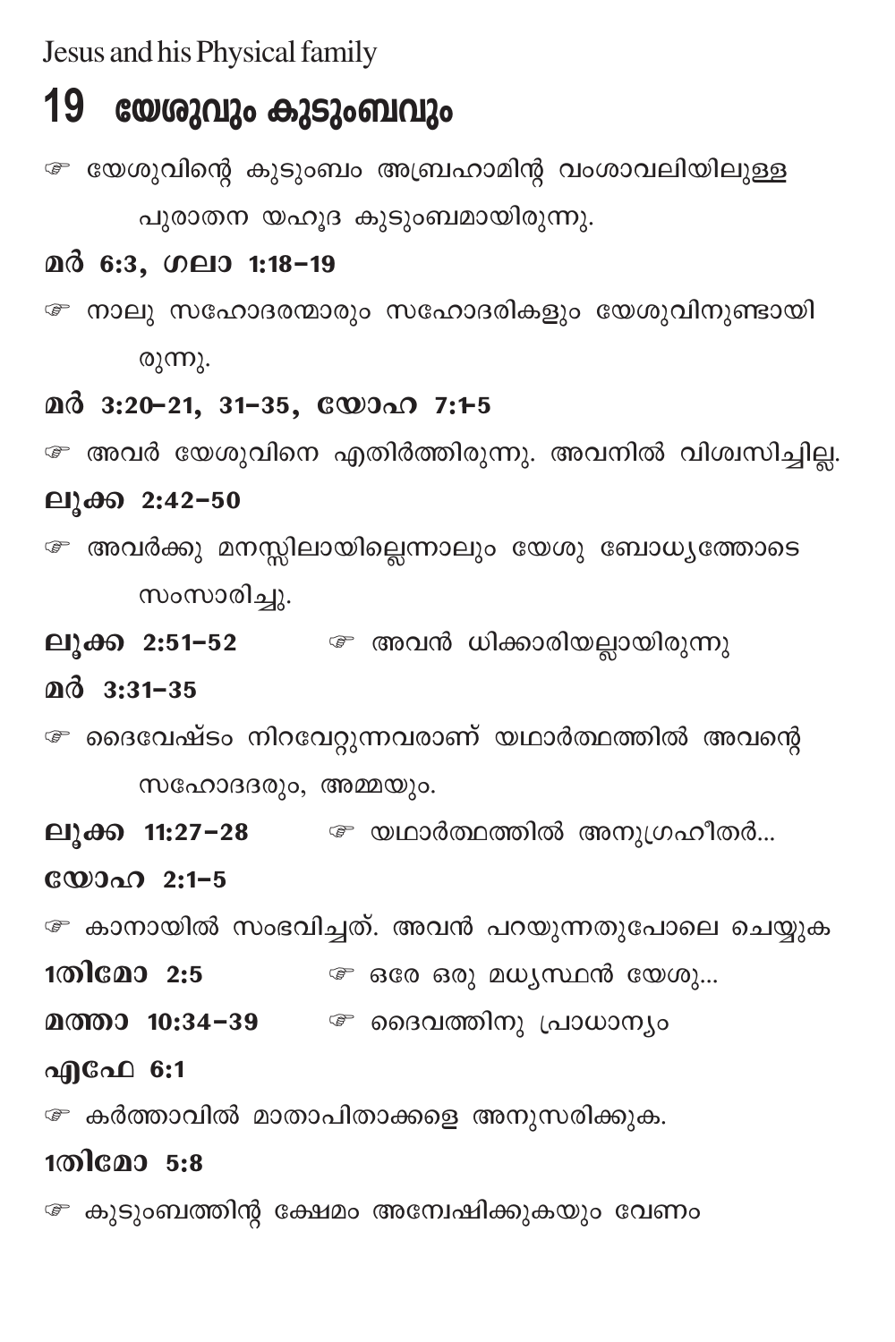Jesus and his Physical family

# 19 യേശുവും കുടുംബവും

☞ യേശുവിന്റെ കുടുംബം അബ്രഹാമിന്റ വംശാവലിയിലുള്ള പുരാതന യഹൂദ കുടുംബമായിരുന്നു.

**മർ 6:3, ഗലാ 1:18–19**

☞ നാലു സഹോദരന്മാരും സഹോദരികളും യേശുവിനുണ്ടായിരുന്നു.

**മർ 3:20–21, 31–35, യോഹ 7:1-5**

☞ അവർ യേശുവിനെ എതിർത്തിരുന്നു. അവനിൽ വിശ്വസിച്ചില്ല.

**ലൂക്ക 2:42–50**

☞ അവർക്കു മനസ്സിലായില്ലെന്നാലും യേശു ബോധ്യത്തോടെ സംസാരിച്ചു.

**ലൂക്ക 2:51–52** ☞ അവൻ ധിക്കാരിയല്ലായിരുന്നു

**മർ 3:31–35**

☞ ദൈവേഷ്ടം നിറവേറ്റുന്നവരാണ് യഥാർത്ഥത്തിൽ അവന്റെ സഹോദരും, അമ്മയും.

**ലൂക്ക 11:27–28** ☞ യഥാർത്ഥത്തിൽ അനുഗ്രഹീതർ...

**യോഹ 2:1–5**

☞ കാനായിൽ സംഭവിച്ചത്. അവൻ പറയുന്നതുപോലെ ചെയ്യുക

**1തിമോ 2:5** ☞ ഒരേ ഒരു മധ്യസ്ഥൻ യേശു...

**മത്താ 10:34–39** ☞ ദൈവത്തിനു പ്രാധാന്യം

**എഫേ 6:1**

☞ കർത്താവിൽ മാതാപിതാക്കളെ അനുസരിക്കുക.

**1തിമോ 5:8**

☞ കുടുംബത്തിന്റ ക്ഷേമം അന്വേഷിക്കുകയും വേണം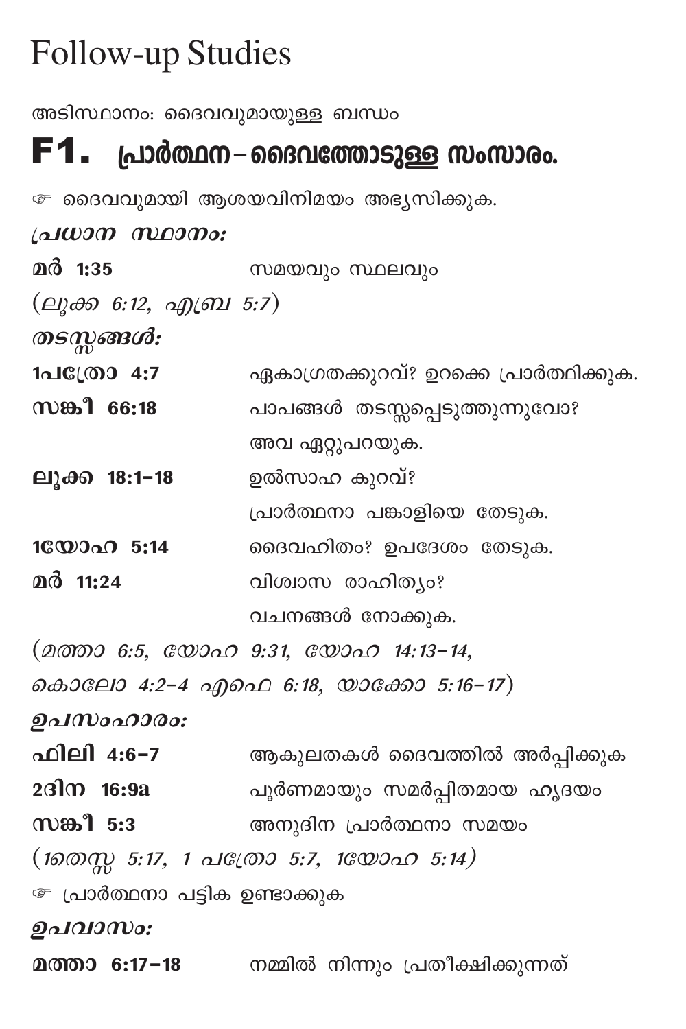# Follow-up Studies

അടിസ്ഥാനം: ദൈവവുമായുള്ള ബന്ധം

## F1. പ്രാർത്ഥന – ദൈവത്തോടുള്ള സംസാരം.

☞ ദൈവവുമായി ആശയവിനിമയം അഭ്യസിക്കുക.

***പ്രധാന സ്ഥാനം:***

**മർ 1:35** സമയവും സ്ഥലവും

*(ലൂക്ക 6:12, എബ്രാ 5:7)*

***തടസ്സങ്ങൾ:***

**1പത്രോ 4:7** ഏകാഗ്രതക്കുറവ്? ഉറക്കെ പ്രാർത്ഥിക്കുക.

**സങ്കീ 66:18** പാപങ്ങൾ തടസ്സപ്പെടുത്തുന്നുവോ? അവ ഏറ്റുപറയുക.

**ലൂക്ക 18:1-18** ഉൽസാഹ കുറവ്? പ്രാർത്ഥനാ പങ്കാളിയെ തേടുക.

**1യോഹ 5:14** ദൈവഹിതം? ഉപദേശം തേടുക.

**മർ 11:24** വിശ്വാസ രാഹിത്യം? വചനങ്ങൾ നോക്കുക.

*(മത്താ 6:5, യോഹ 9:31, യോഹ 14:13-14, കൊലോ 4:2-4 എഫെ 6:18, യാക്കോ 5:16-17)*

***ഉപസംഹാരം:***

**ഫിലി 4:6-7** ആകുലതകൾ ദൈവത്തിൽ അർപ്പിക്കുക

**2ദിന 16:9a** പൂർണമായും സമർപ്പിതമായ ഹൃദയം

**സങ്കീ 5:3** അനുദിന പ്രാർത്ഥനാ സമയം

*(1തെസ്സ 5:17, 1 പത്രോ 5:7, 1യോഹ 5:14)*

☞ പ്രാർത്ഥനാ പട്ടിക ഉണ്ടാക്കുക

***ഉപവാസം:***

**മത്താ 6:17-18** നമ്മിൽ നിന്നും പ്രതീക്ഷിക്കുന്നത്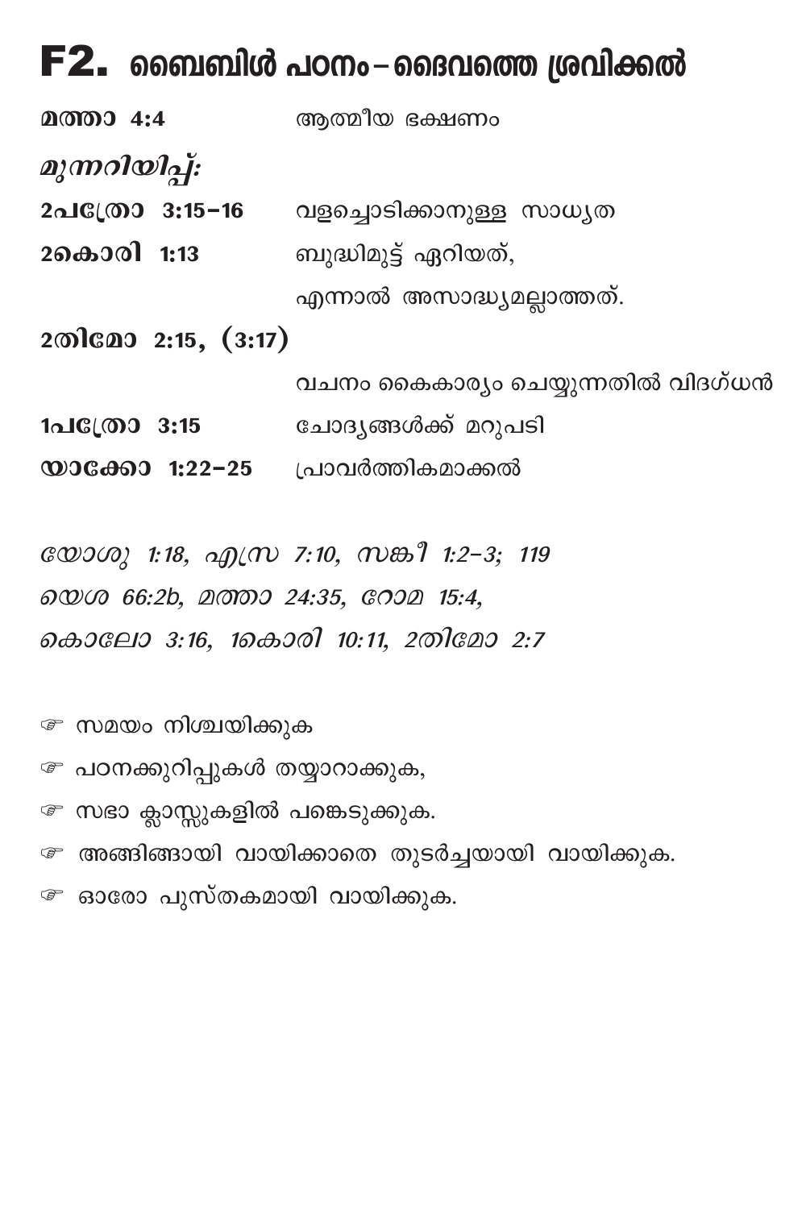# F2. ബൈബിൾ പഠനം – ദൈവത്തെ ശ്രവിക്കൽ

**മത്താ 4:4** ആത്മീയ ഭക്ഷണം

***മുന്നറിയിപ്പ്:***

**2പത്രോ 3:15–16** വളച്ചൊടിക്കാനുള്ള സാധ്യത

**2കൊരി 1:13** ബുദ്ധിമുട്ട് ഏറിയത്, എന്നാൽ അസാദ്ധ്യമല്ലാത്തത്.

**2തിമോ 2:15, (3:17)** വചനം കൈകാര്യം ചെയ്യുന്നതിൽ വിദഗ്ധൻ

**1പത്രോ 3:15** ചോദ്യങ്ങൾക്ക് മറുപടി

**യാക്കോ 1:22–25** പ്രാവർത്തികമാക്കൽ

*യോശു 1:18, എസ്രാ 7:10, സങ്കീ 1:2–3; 119*
*യെശ 66:2b, മത്താ 24:35, റോമ 15:4,*
*കൊലോ 3:16, 1കൊരി 10:11, 2തിമോ 2:7*

- ☞ സമയം നിശ്ചയിക്കുക
- ☞ പഠനക്കുറിപ്പുകൾ തയ്യാറാക്കുക,
- ☞ സഭാ ക്ലാസ്സുകളിൽ പങ്കെടുക്കുക.
- ☞ അങ്ങിങ്ങായി വായിക്കാതെ തുടർച്ചയായി വായിക്കുക.
- ☞ ഓരോ പുസ്തകമായി വായിക്കുക.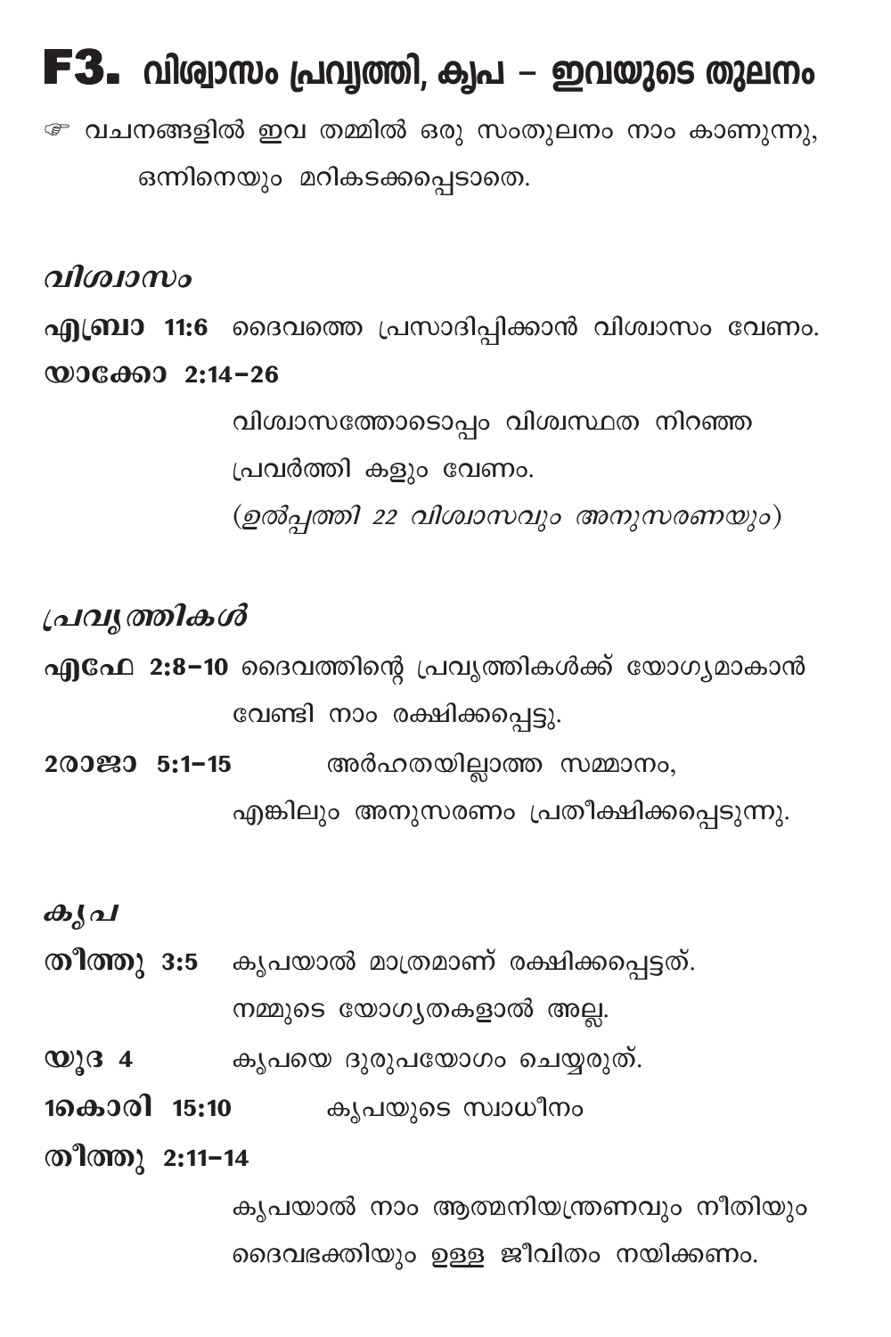# F3. വിശ്വാസം പ്രവൃത്തി, കൃപ – ഇവയുടെ തുലനം

☞ വചനങ്ങളിൽ ഇവ തമ്മിൽ ഒരു സംതുലനം നാം കാണുന്നു, ഒന്നിനെയും മറികടക്കപ്പെടാതെ.

### *വിശ്വാസം*

**എബ്രാ 11:6** ദൈവത്തെ പ്രസാദിപ്പിക്കാൻ വിശ്വാസം വേണം.

**യാക്കോ 2:14–26**
വിശ്വാസത്തോടൊപ്പം വിശ്വസ്ഥത നിറഞ്ഞ പ്രവർത്തി കളും വേണം.
*(ഉൽപ്പത്തി 22 വിശ്വാസവും അനുസരണയും)*

### *പ്രവൃത്തികൾ*

**എഫേ 2:8–10** ദൈവത്തിന്റെ പ്രവൃത്തികൾക്ക് യോഗ്യമാകാൻ വേണ്ടി നാം രക്ഷിക്കപ്പെട്ടു.

**2രാജാ 5:1–15** അർഹതയില്ലാത്ത സമ്മാനം, എങ്കിലും അനുസരണം പ്രതീക്ഷിക്കപ്പെടുന്നു.

### *കൃപ*

**തീത്തു 3:5** കൃപയാൽ മാത്രമാണ് രക്ഷിക്കപ്പെട്ടത്. നമ്മുടെ യോഗ്യതകളാൽ അല്ല.

**യൂദ 4** കൃപയെ ദുരുപയോഗം ചെയ്യരുത്.

**1കൊരി 15:10** കൃപയുടെ സ്വാധീനം

**തീത്തു 2:11–14**
കൃപയാൽ നാം ആത്മനിയന്ത്രണവും നീതിയും ദൈവഭക്തിയും ഉള്ള ജീവിതം നയിക്കണം.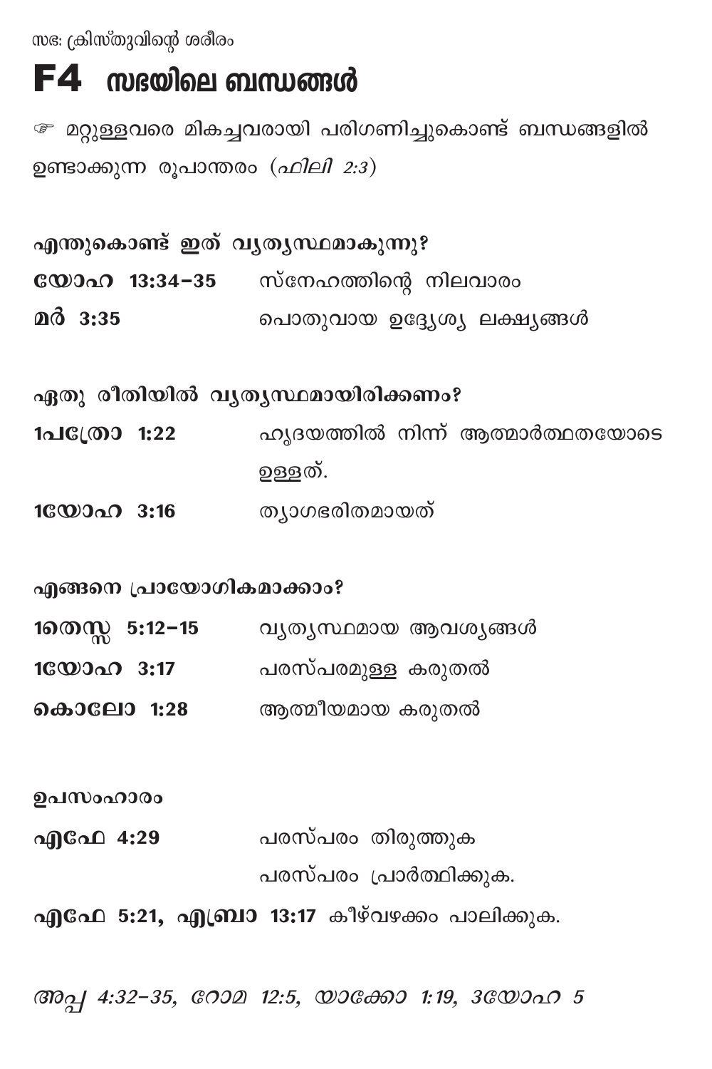സഭ: ക്രിസ്തുവിന്റെ ശരീരം

# F4 സഭയിലെ ബന്ധങ്ങൾ

☞ മറ്റുള്ളവരെ മികച്ചവരായി പരിഗണിച്ചുകൊണ്ട് ബന്ധങ്ങളിൽ ഉണ്ടാക്കുന്ന രൂപാന്തരം (*ഫിലി 2:3*)

**എന്തുകൊണ്ട് ഇത് വ്യത്യസ്ഥമാകുന്നു?**

**യോഹ 13:34–35** സ്നേഹത്തിന്റെ നിലവാരം

**മർ 3:35** പൊതുവായ ഉദ്ദ്യേശ്യ ലക്ഷ്യങ്ങൾ

**ഏതു രീതിയിൽ വ്യത്യസ്ഥമായിരിക്കണം?**

**1പത്രോ 1:22** ഹൃദയത്തിൽ നിന്ന് ആത്മാർത്ഥതയോടെ ഉള്ളത്.

**1യോഹ 3:16** ത്യാഗഭരിതമായത്

**എങ്ങനെ പ്രായോഗികമാക്കാം?**

**1തെസ്സ 5:12–15** വ്യത്യസ്ഥമായ ആവശ്യങ്ങൾ

**1യോഹ 3:17** പരസ്പരമുള്ള കരുതൽ

**കൊലോ 1:28** ആത്മീയമായ കരുതൽ

**ഉപസംഹാരം**

**എഫേ 4:29** പരസ്പരം തിരുത്തുക
പരസ്പരം പ്രാർത്ഥിക്കുക.

**എഫേ 5:21, എബ്രാ 13:17** കീഴ്വഴക്കം പാലിക്കുക.

*അപ്പ 4:32–35, റോമ 12:5, യാക്കോ 1:19, 3യോഹ 5*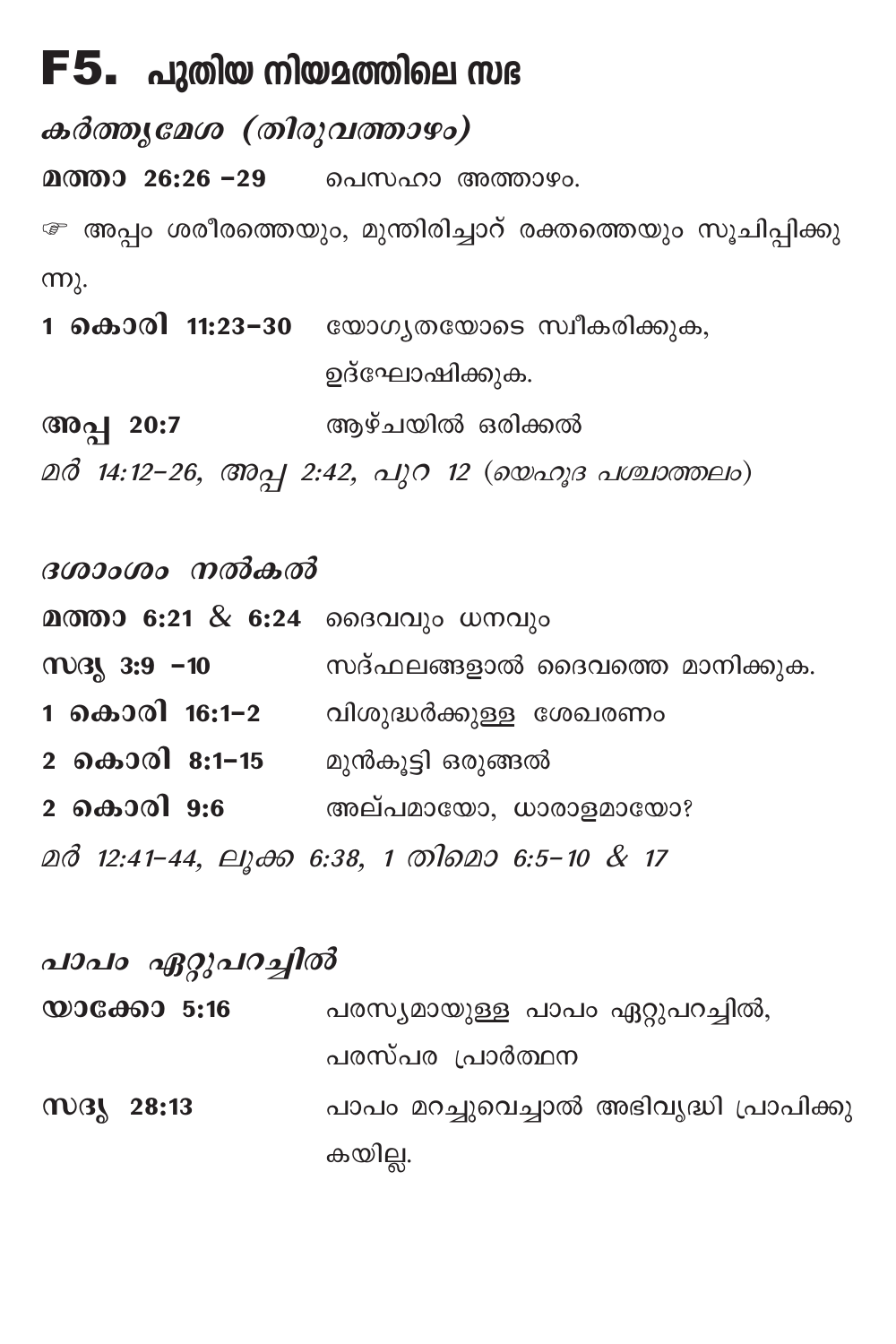# F5. പുതിയ നിയമത്തിലെ സഭ

## *കർത്തൃമേശ (തിരുവത്താഴം)*

**മത്താ 26:26 –29** പെസഹാ അത്താഴം.

☞ അപ്പം ശരീരത്തെയും, മുന്തിരിച്ചാറ് രക്തത്തെയും സൂചിപ്പിക്കുന്നു.

**1 കൊരി 11:23–30** യോഗ്യതയോടെ സ്വീകരിക്കുക, ഉദ്ഘോഷിക്കുക.

**അപ്പ 20:7** ആഴ്ചയിൽ ഒരിക്കൽ

*മർ 14:12–26, അപ്പ 2:42, പുറ 12 (യെഹൂദ പശ്ചാത്തലം)*

## *ദശാംശം നൽകൽ*

**മത്താ 6:21 & 6:24** ദൈവവും ധനവും

**സദൃ 3:9 –10** സദ്ഫലങ്ങളാൽ ദൈവത്തെ മാനിക്കുക.

**1 കൊരി 16:1–2** വിശുദ്ധർക്കുള്ള ശേഖരണം

**2 കൊരി 8:1–15** മുൻകൂട്ടി ഒരുങ്ങൽ

**2 കൊരി 9:6** അല്പമായോ, ധാരാളമായോ?

*മർ 12:41–44, ലൂക്ക 6:38, 1 തിമൊ 6:5–10 & 17*

## *പാപം ഏറ്റുപറച്ചിൽ*

**യാക്കോ 5:16** പരസ്യമായുള്ള പാപം ഏറ്റുപറച്ചിൽ, പരസ്പര പ്രാർത്ഥന

**സദൃ 28:13** പാപം മറച്ചുവെച്ചാൽ അഭിവൃദ്ധി പ്രാപിക്കുകയില്ല.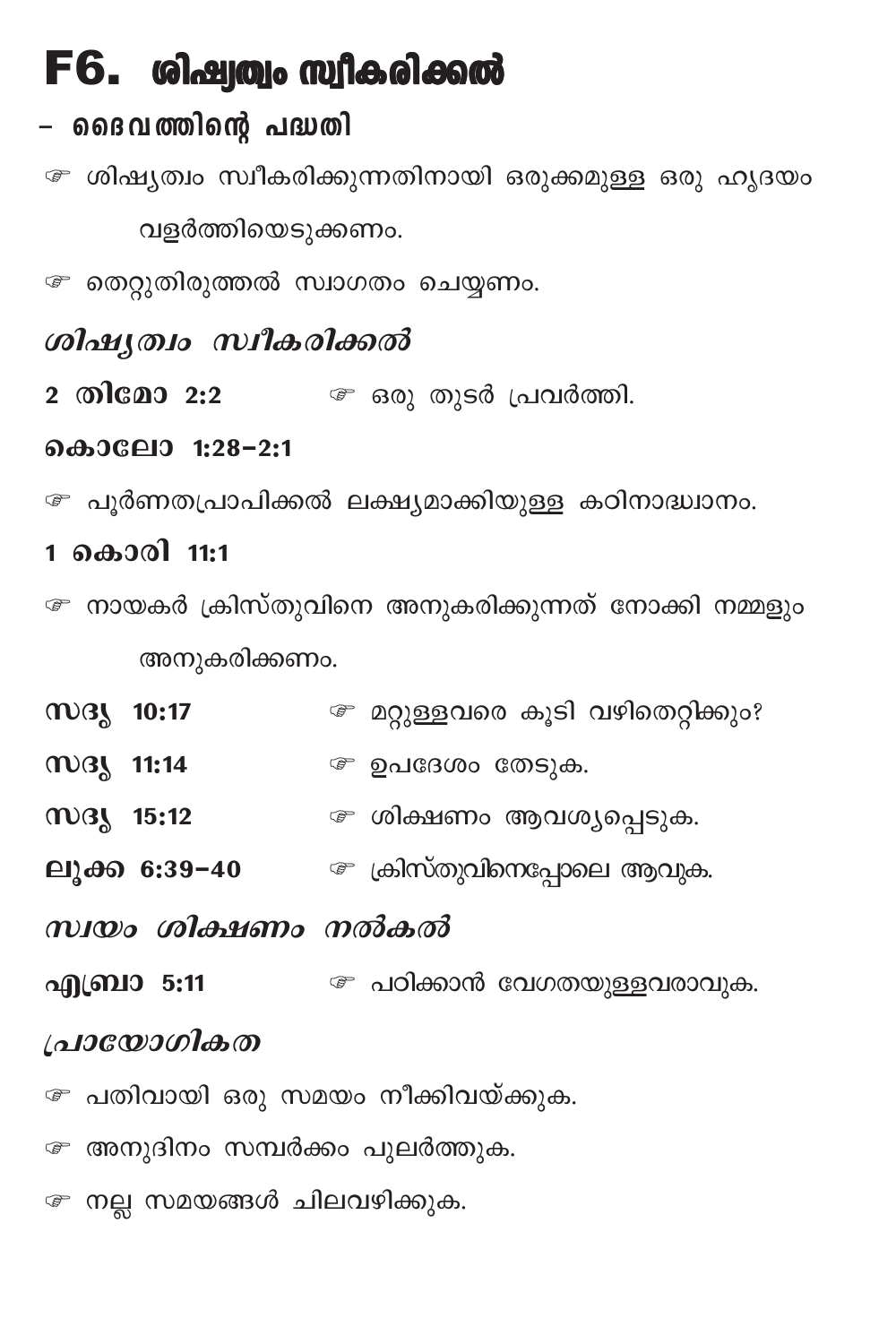# F6. ശിഷ്യത്വം സ്വീകരിക്കൽ

## – ദൈവത്തിന്റെ പദ്ധതി

☞ ശിഷ്യത്വം സ്വീകരിക്കുന്നതിനായി ഒരുക്കമുള്ള ഒരു ഹൃദയം വളർത്തിയെടുക്കണം.

☞ തെറ്റുതിരുത്തൽ സ്വാഗതം ചെയ്യണം.

### *ശിഷ്യത്വം സ്വീകരിക്കൽ*

**2 തിമോ 2:2** ☞ ഒരു തുടർ പ്രവർത്തി.

**കൊലോ 1:28–2:1**

☞ പൂർണതപ്രാപിക്കൽ ലക്ഷ്യമാക്കിയുള്ള കഠിനാദ്ധ്വാനം.

**1 കൊരി 11:1**

☞ നായകർ ക്രിസ്തുവിനെ അനുകരിക്കുന്നത് നോക്കി നമ്മളും അനുകരിക്കണം.

**സദൃ 10:17** ☞ മറ്റുള്ളവരെ കൂടി വഴിതെറ്റിക്കും?

**സദൃ 11:14** ☞ ഉപദേശം തേടുക.

**സദൃ 15:12** ☞ ശിക്ഷണം ആവശ്യപ്പെടുക.

**ലൂക്ക 6:39–40** ☞ ക്രിസ്തുവിനെപ്പോലെ ആവുക.

### *സ്വയം ശിക്ഷണം നൽകൽ*

**എബ്രാ 5:11** ☞ പഠിക്കാൻ വേഗതയുള്ളവരാവുക.

### *പ്രായോഗികത*

☞ പതിവായി ഒരു സമയം നീക്കിവയ്ക്കുക.

☞ അനുദിനം സമ്പർക്കം പുലർത്തുക.

☞ നല്ല സമയങ്ങൾ ചിലവഴിക്കുക.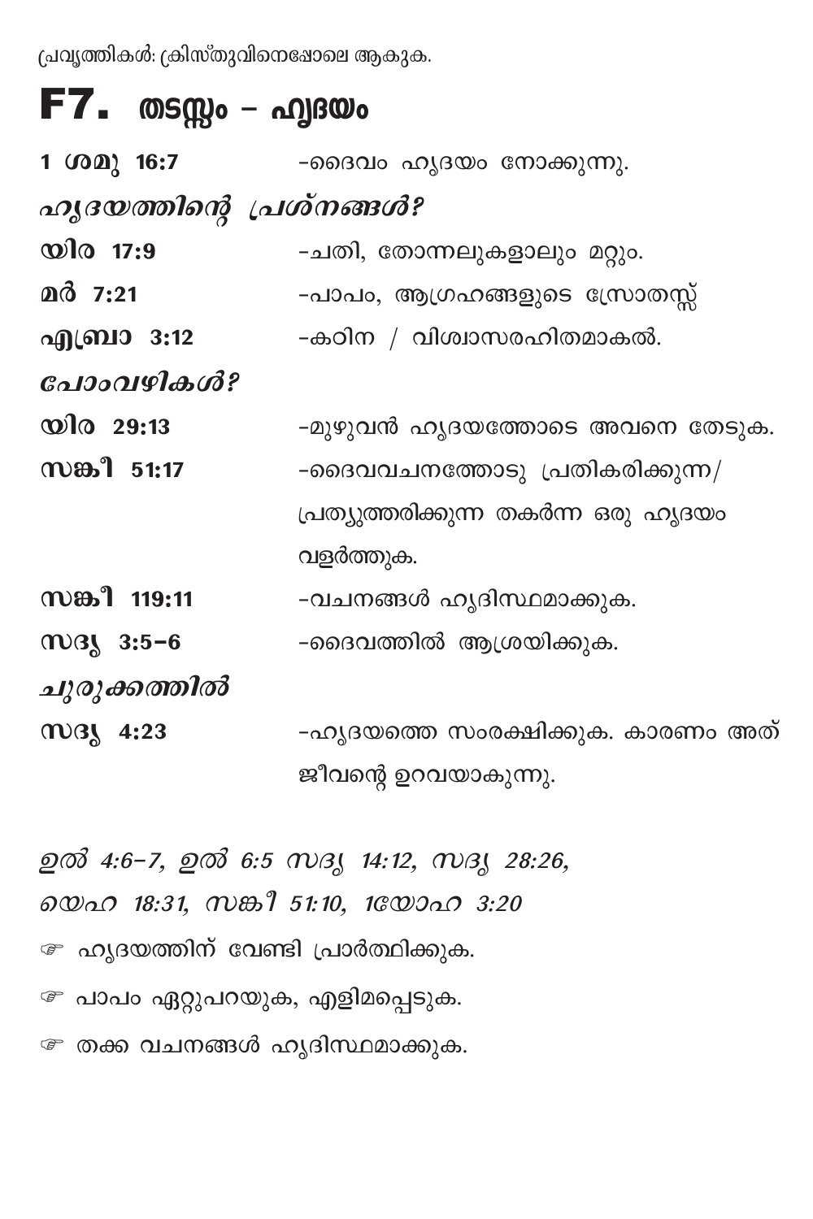പ്രവൃത്തികൾ: ക്രിസ്തുവിനെപ്പോലെ ആകുക.

# F7. തടസ്സം – ഹൃദയം

**1 ശമു 16:7** -ദൈവം ഹൃദയം നോക്കുന്നു.

***ഹൃദയത്തിന്റെ പ്രശ്നങ്ങൾ?***

**യിര 17:9** -ചതി, തോന്നലുകളാലും മറ്റും.

**മർ 7:21** -പാപം, ആഗ്രഹങ്ങളുടെ സ്രോതസ്സ്

**എബ്രാ 3:12** -കഠിന / വിശ്വാസരഹിതമാകൽ.

***പോംവഴികൾ?***

**യിര 29:13** -മുഴുവൻ ഹൃദയത്തോടെ അവനെ തേടുക.

**സങ്കീ 51:17** -ദൈവവചനത്തോടു പ്രതികരിക്കുന്ന/ പ്രത്യുത്തരിക്കുന്ന തകർന്ന ഒരു ഹൃദയം വളർത്തുക.

**സങ്കീ 119:11** -വചനങ്ങൾ ഹൃദിസ്ഥമാക്കുക.

**സദൃ 3:5-6** -ദൈവത്തിൽ ആശ്രയിക്കുക.

***ചുരുക്കത്തിൽ***

**സദൃ 4:23** -ഹൃദയത്തെ സംരക്ഷിക്കുക. കാരണം അത് ജീവന്റെ ഉറവയാകുന്നു.

*ഉൽ 4:6-7, ഉൽ 6:5 സദൃ 14:12, സദൃ 28:26, യെഹ 18:31, സങ്കീ 51:10, 1യോഹ 3:20*

☞ ഹൃദയത്തിന് വേണ്ടി പ്രാർത്ഥിക്കുക.

☞ പാപം ഏറ്റുപറയുക, എളിമപ്പെടുക.

☞ തക്ക വചനങ്ങൾ ഹൃദിസ്ഥമാക്കുക.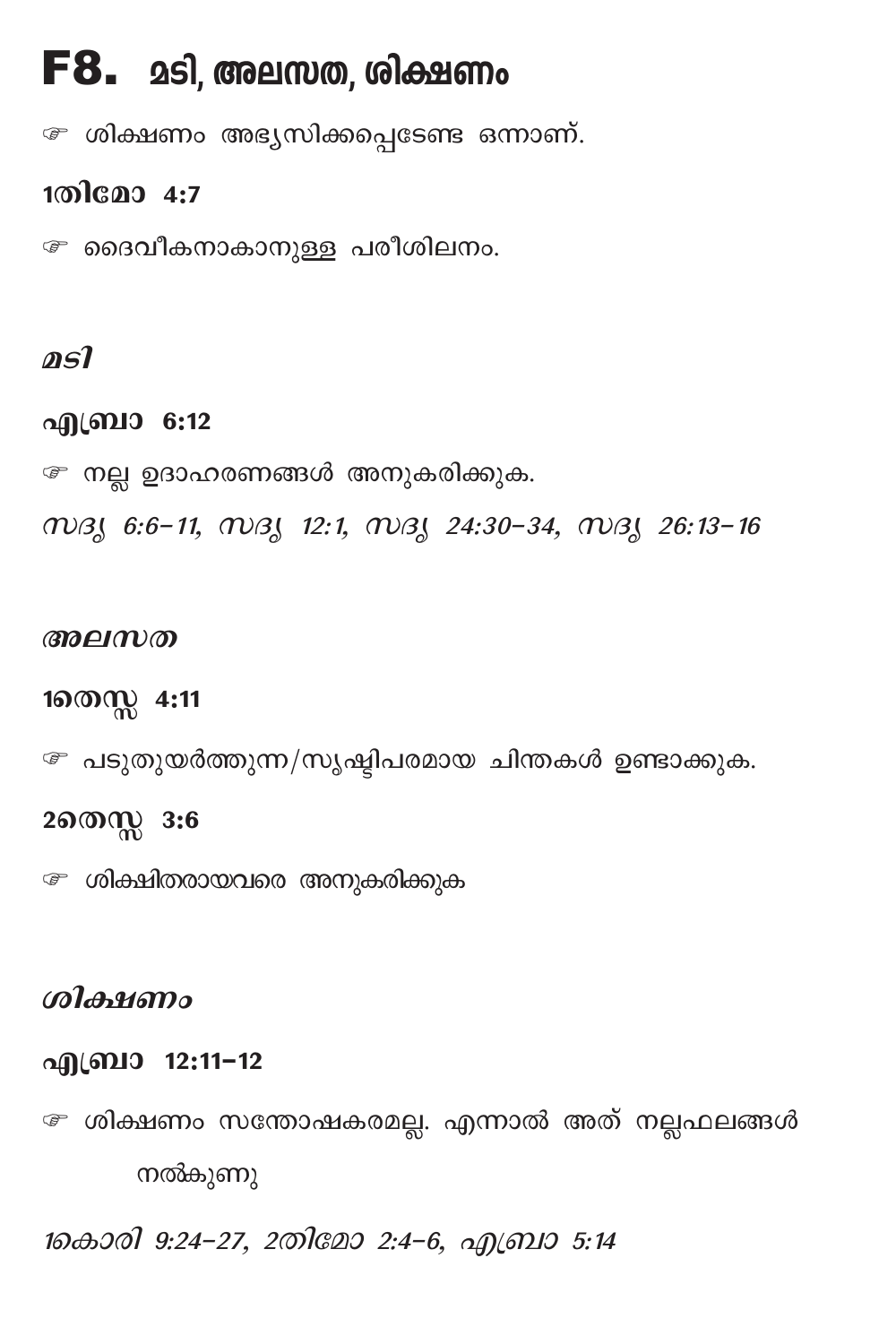# F8. മടി, അലസത, ശിക്ഷണം

☞ ശിക്ഷണം അഭ്യസിക്കപ്പെടേണ്ട ഒന്നാണ്.

**1തിമോ 4:7**

☞ ദൈവീകനാകാനുള്ള പരിശീലനം.

### *മടി*

**എബ്രാ 6:12**

☞ നല്ല ഉദാഹരണങ്ങൾ അനുകരിക്കുക.

*സദൃ 6:6-11, സദൃ 12:1, സദൃ 24:30-34, സദൃ 26:13-16*

### *അലസത*

**1തെസ്സ 4:11**

☞ പടുതുയർത്തുന്ന/സൃഷ്ടിപരമായ ചിന്തകൾ ഉണ്ടാക്കുക.

**2തെസ്സ 3:6**

☞ ശിക്ഷിതരായവരെ അനുകരിക്കുക

### *ശിക്ഷണം*

**എബ്രാ 12:11-12**

☞ ശിക്ഷണം സന്തോഷകരമല്ല. എന്നാൽ അത് നല്ലഫലങ്ങൾ നൽകുന്നു

*1കൊരി 9:24-27, 2തിമോ 2:4-6, എബ്രാ 5:14*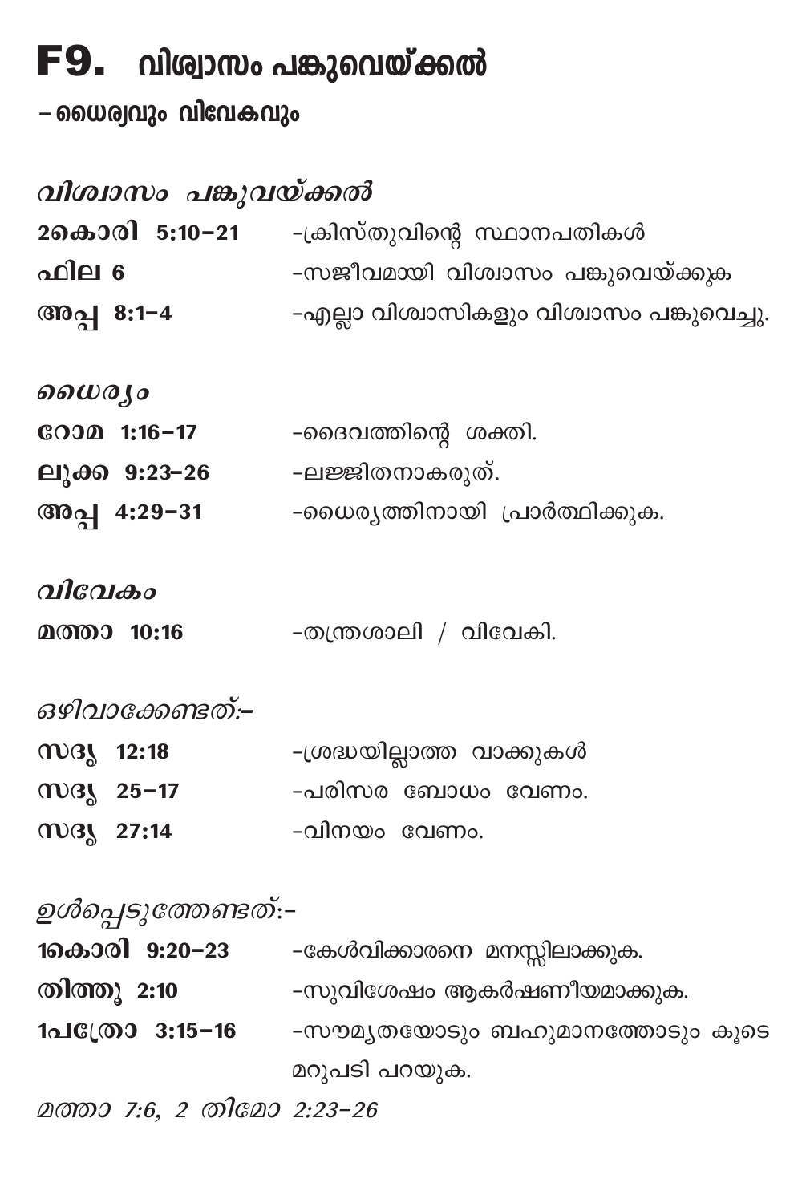# F9. വിശ്വാസം പങ്കുവെയ്ക്കൽ

**– ധൈര്യവും വിവേകവും**

*വിശ്വാസം പങ്കുവയ്ക്കൽ*

| | |
|---|---|
| **2കൊരി 5:10–21** | -ക്രിസ്തുവിന്റെ സ്ഥാനപതികൾ |
| **ഫില 6** | -സജീവമായി വിശ്വാസം പങ്കുവെയ്ക്കുക |
| **അപ്പ 8:1–4** | -എല്ലാ വിശ്വാസികളും വിശ്വാസം പങ്കുവെച്ചു. |

*ധൈര്യം*

| | |
|---|---|
| **റോമ 1:16–17** | -ദൈവത്തിന്റെ ശക്തി. |
| **ലൂക്ക 9:23–26** | -ലജ്ജിതനാകരുത്. |
| **അപ്പ 4:29–31** | -ധൈര്യത്തിനായി പ്രാർത്ഥിക്കുക. |

*വിവേകം*

| | |
|---|---|
| **മത്താ 10:16** | -തന്ത്രശാലി / വിവേകി. |

*ഒഴിവാക്കേണ്ടത്:–*

| | |
|---|---|
| **സദൃ 12:18** | -ശ്രദ്ധയില്ലാത്ത വാക്കുകൾ |
| **സദൃ 25–17** | -പരിസര ബോധം വേണം. |
| **സദൃ 27:14** | -വിനയം വേണം. |

*ഉൾപ്പെടുത്തേണ്ടത്:–*

| | |
|---|---|
| **1കൊരി 9:20–23** | -കേൾവിക്കാരനെ മനസ്സിലാക്കുക. |
| **തിത്തൂ 2:10** | -സുവിശേഷം ആകർഷണീയമാക്കുക. |
| **1പത്രോ 3:15–16** | -സൗമ്യതയോടും ബഹുമാനത്തോടും കൂടെ മറുപടി പറയുക. |

*മത്താ 7:6, 2 തിമോ 2:23–26*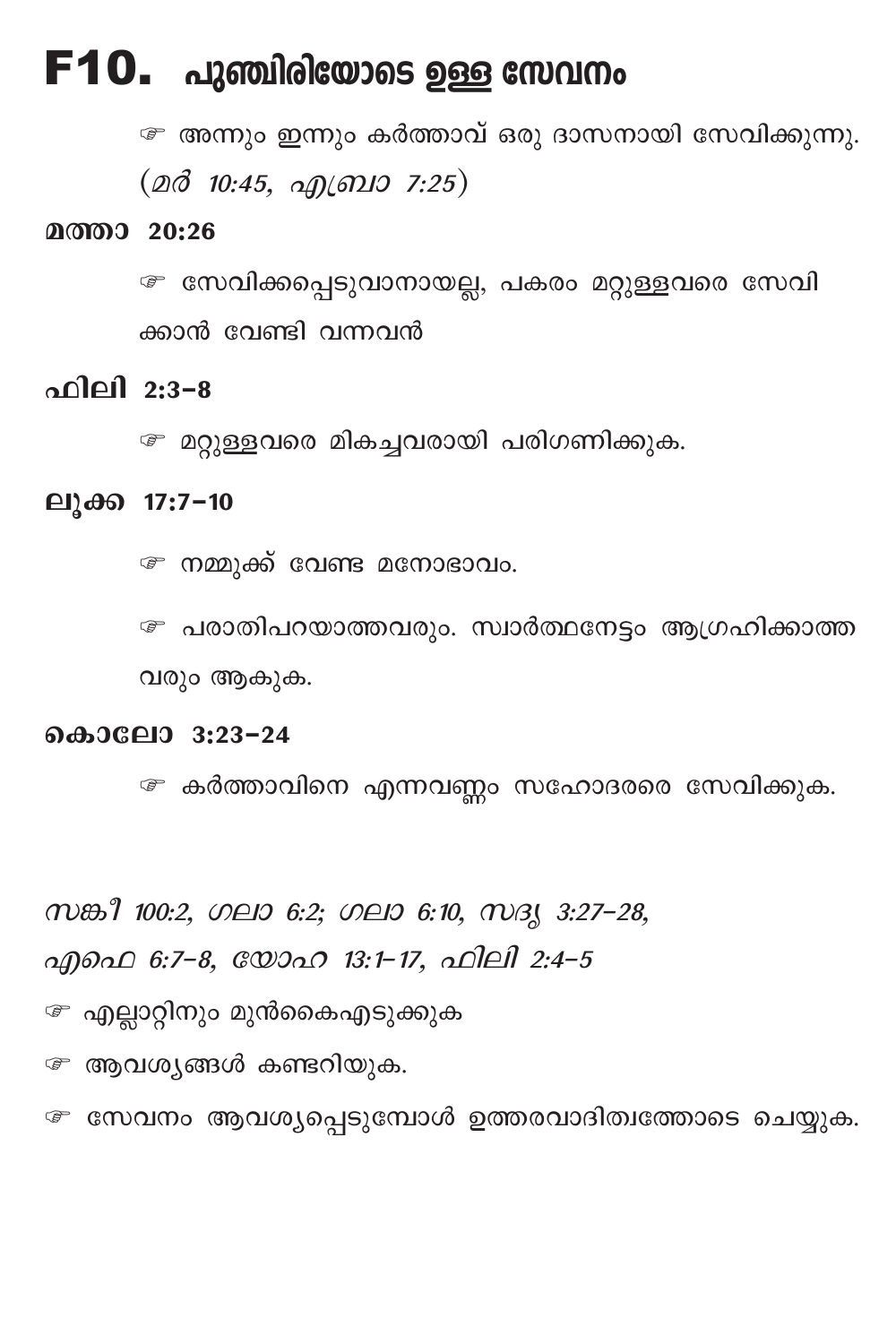# F10. പുഞ്ചിരിയോടെ ഉള്ള സേവനം

☞ അന്നും ഇന്നും കർത്താവ് ഒരു ദാസനായി സേവിക്കുന്നു. (*മർ 10:45, എബ്രാ 7:25*)

**മത്താ 20:26**

☞ സേവിക്കപ്പെടുവാനായല്ല, പകരം മറ്റുള്ളവരെ സേവിക്കാൻ വേണ്ടി വന്നവൻ

**ഫിലി 2:3–8**

☞ മറ്റുള്ളവരെ മികച്ചവരായി പരിഗണിക്കുക.

**ലൂക്ക 17:7–10**

☞ നമ്മുക്ക് വേണ്ട മനോഭാവം.

☞ പരാതിപറയാത്തവരും. സ്വാർത്ഥനേട്ടം ആഗ്രഹിക്കാത്തവരും ആകുക.

**കൊലോ 3:23–24**

☞ കർത്താവിനെ എന്നവണ്ണം സഹോദരരെ സേവിക്കുക.

*സങ്കീ 100:2, ഗലാ 6:2; ഗലാ 6:10, സദൃ 3:27–28, എഫെ 6:7–8, യോഹ 13:1–17, ഫിലി 2:4–5*

☞ എല്ലാറ്റിനും മുൻകൈഎടുക്കുക

☞ ആവശ്യങ്ങൾ കണ്ടറിയുക.

☞ സേവനം ആവശ്യപ്പെടുമ്പോൾ ഉത്തരവാദിത്വത്തോടെ ചെയ്യുക.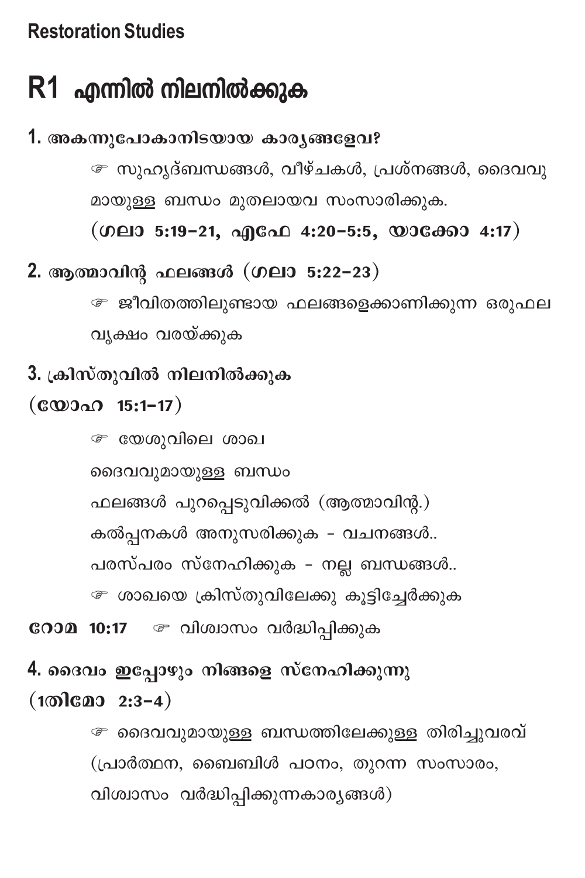**Restoration Studies**

# R1 എന്നിൽ നിലനിൽക്കുക

## 1. അകന്നുപോകാനിടയായ കാര്യങ്ങളേവ?

☞ സുഹൃദ്ബന്ധങ്ങൾ, വീഴ്ചകൾ, പ്രശ്നങ്ങൾ, ദൈവവുമായുള്ള ബന്ധം മുതലായവ സംസാരിക്കുക.

**(ഗലാ 5:19–21, എഫേ 4:20–5:5, യാക്കോ 4:17)**

## 2. ആത്മാവിന്റ ഫലങ്ങൾ (ഗലാ 5:22–23)

☞ ജീവിതത്തിലുണ്ടായ ഫലങ്ങളെക്കാണിക്കുന്ന ഒരുഫല വൃക്ഷം വരയ്ക്കുക

## 3. ക്രിസ്തുവിൽ നിലനിൽക്കുക (യോഹ 15:1–17)

☞ യേശുവിലെ ശാഖ

ദൈവവുമായുള്ള ബന്ധം

ഫലങ്ങൾ പുറപ്പെടുവിക്കൽ (ആത്മാവിന്റ.)

കൽപ്പനകൾ അനുസരിക്കുക - വചനങ്ങൾ..

പരസ്പരം സ്നേഹിക്കുക - നല്ല ബന്ധങ്ങൾ..

☞ ശാഖയെ ക്രിസ്തുവിലേക്കു കൂട്ടിച്ചേർക്കുക

**റോമ 10:17** ☞ വിശ്വാസം വർദ്ധിപ്പിക്കുക

## 4. ദൈവം ഇപ്പോഴും നിങ്ങളെ സ്നേഹിക്കുന്നു (1തിമോ 2:3–4)

☞ ദൈവവുമായുള്ള ബന്ധത്തിലേക്കുള്ള തിരിച്ചുവരവ് (പ്രാർത്ഥന, ബൈബിൾ പഠനം, തുറന്ന സംസാരം, വിശ്വാസം വർദ്ധിപ്പിക്കുന്നകാര്യങ്ങൾ)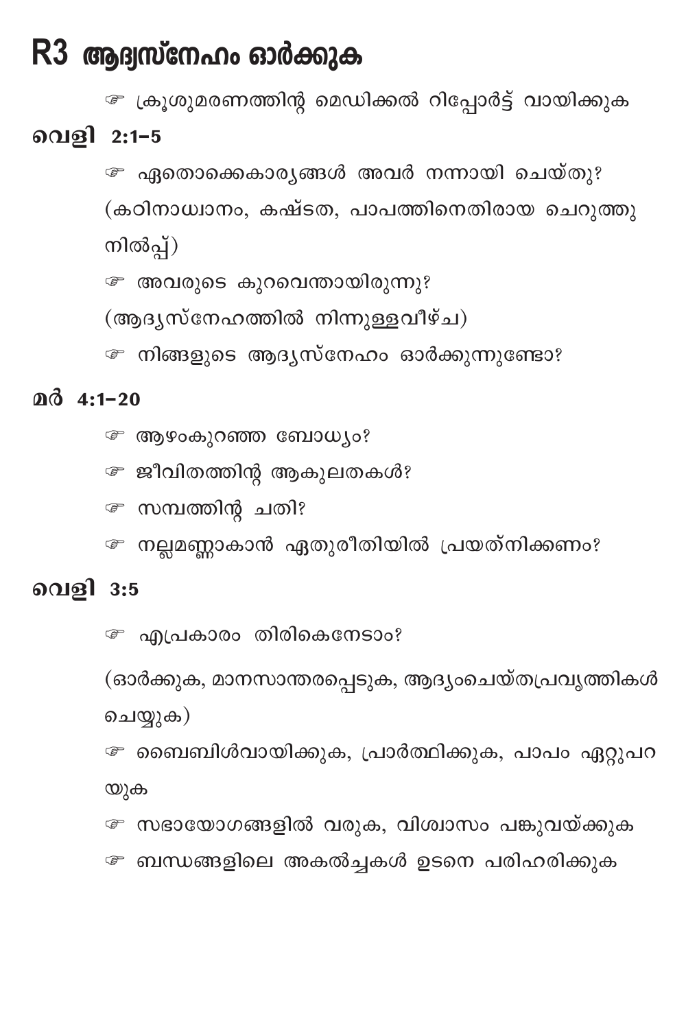# R3 ആദ്യസ്നേഹം ഓർക്കുക

☞ ക്രൂശുമരണത്തിന്റ മെഡിക്കൽ റിപ്പോർട്ട് വായിക്കുക

**വെളി 2:1–5**

☞ ഏതൊക്കെകാര്യങ്ങൾ അവർ നന്നായി ചെയ്തു? (കഠിനാധ്വാനം, കഷ്ടത, പാപത്തിനെതിരായ ചെറുത്തുനിൽപ്പ്)

☞ അവരുടെ കുറവെന്തായിരുന്നു? (ആദ്യസ്നേഹത്തിൽ നിന്നുള്ളവീഴ്ച)

☞ നിങ്ങളുടെ ആദ്യസ്നേഹം ഓർക്കുന്നുണ്ടോ?

**മർ 4:1–20**

☞ ആഴംകുറഞ്ഞ ബോധ്യം?

☞ ജീവിതത്തിന്റ ആകുലതകൾ?

☞ സമ്പത്തിന്റ ചതി?

☞ നല്ലമണ്ണാകാൻ ഏതുരീതിയിൽ പ്രയത്നിക്കണം?

**വെളി 3:5**

☞ എപ്രകാരം തിരികെനേടാം?

(ഓർക്കുക, മാനസാന്തരപ്പെടുക, ആദ്യംചെയ്തപ്രവൃത്തികൾ ചെയ്യുക)

☞ ബൈബിൾവായിക്കുക, പ്രാർത്ഥിക്കുക, പാപം ഏറ്റുപറയുക

☞ സഭായോഗങ്ങളിൽ വരുക, വിശ്വാസം പങ്കുവയ്ക്കുക

☞ ബന്ധങ്ങളിലെ അകൽച്ചകൾ ഉടനെ പരിഹരിക്കുക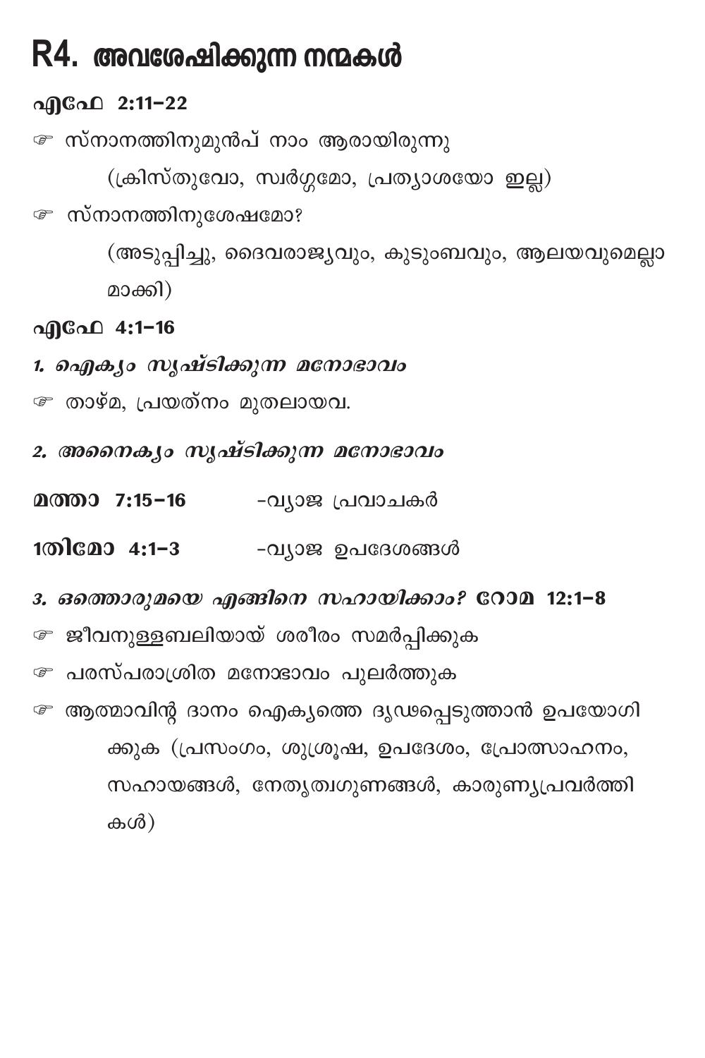# R4. അവശേഷിക്കുന്ന നന്മകൾ

**എഫേ 2:11–22**

☞ സ്നാനത്തിനുമുൻപ് നാം ആരായിരുന്നു
 (ക്രിസ്തുവോ, സ്വർഗ്ഗമോ, പ്രത്യാശയോ ഇല്ല)

☞ സ്നാനത്തിനുശേഷമോ?
 (അടുപ്പിച്ചു, ദൈവരാജ്യവും, കുടുംബവും, ആലയവുമെല്ലാമാക്കി)

**എഫേ 4:1–16**

***1. ഐക്യം സൃഷ്ടിക്കുന്ന മനോഭാവം***

☞ താഴ്മ, പ്രയത്നം മുതലായവ.

***2. അനൈക്യം സൃഷ്ടിക്കുന്ന മനോഭാവം***

**മത്താ 7:15–16** –വ്യാജ പ്രവാചകർ

**1തിമോ 4:1–3** –വ്യാജ ഉപദേശങ്ങൾ

***3. ഒത്തൊരുമയെ എങ്ങിനെ സഹായിക്കാം?*** **റോമ 12:1–8**

☞ ജീവനുള്ളബലിയായ് ശരീരം സമർപ്പിക്കുക

☞ പരസ്പരാശ്രിത മനോഭാവം പുലർത്തുക

☞ ആത്മാവിന്റ ദാനം ഐക്യത്തെ ദൃഢപ്പെടുത്താൻ ഉപയോഗിക്കുക (പ്രസംഗം, ശുശ്രൂഷ, ഉപദേശം, പ്രോത്സാഹനം, സഹായങ്ങൾ, നേതൃത്വഗുണങ്ങൾ, കാരുണ്യപ്രവർത്തികൾ)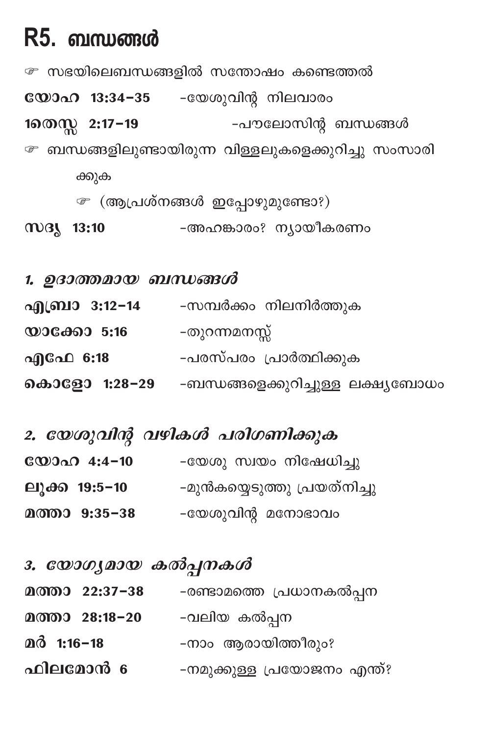# R5. ബന്ധങ്ങൾ

☞ സഭയിലെബന്ധങ്ങളിൽ സന്തോഷം കണ്ടെത്തൽ

**യോഹ 13:34–35** -യേശുവിന്റെ നിലവാരം

**1തെസ്സ 2:17–19** -പൗലോസിന്റെ ബന്ധങ്ങൾ

☞ ബന്ധങ്ങളിലുണ്ടായിരുന്ന വിള്ളലുകളെക്കുറിച്ചു സംസാരിക്കുക

☞ (ആപ്രശ്നങ്ങൾ ഇപ്പോഴുമുണ്ടോ?)

**സദൃ 13:10** -അഹങ്കാരം? ന്യായീകരണം

## *1. ഉദാത്തമായ ബന്ധങ്ങൾ*

**എബ്രാ 3:12–14** -സമ്പർക്കം നിലനിർത്തുക

**യാക്കോ 5:16** -തുറന്നമനസ്സ്

**എഫേ 6:18** -പരസ്പരം പ്രാർത്ഥിക്കുക

**കൊളോ 1:28–29** -ബന്ധങ്ങളെക്കുറിച്ചുള്ള ലക്ഷ്യബോധം

## *2. യേശുവിന്റെ വഴികൾ പരിഗണിക്കുക*

**യോഹ 4:4–10** -യേശു സ്വയം നിഷേധിച്ചു

**ലൂക്ക 19:5–10** -മുൻകയ്യെടുത്തു പ്രയത്നിച്ചു

**മത്താ 9:35–38** -യേശുവിന്റെ മനോഭാവം

## *3. യോഗ്യമായ കൽപ്പനകൾ*

**മത്താ 22:37–38** -രണ്ടാമത്തെ പ്രധാനകൽപ്പന

**മത്താ 28:18–20** -വലിയ കൽപ്പന

**മർ 1:16–18** -നാം ആരായിത്തീരും?

**ഫിലമോൻ 6** -നമുക്കുള്ള പ്രയോജനം എന്ത്?